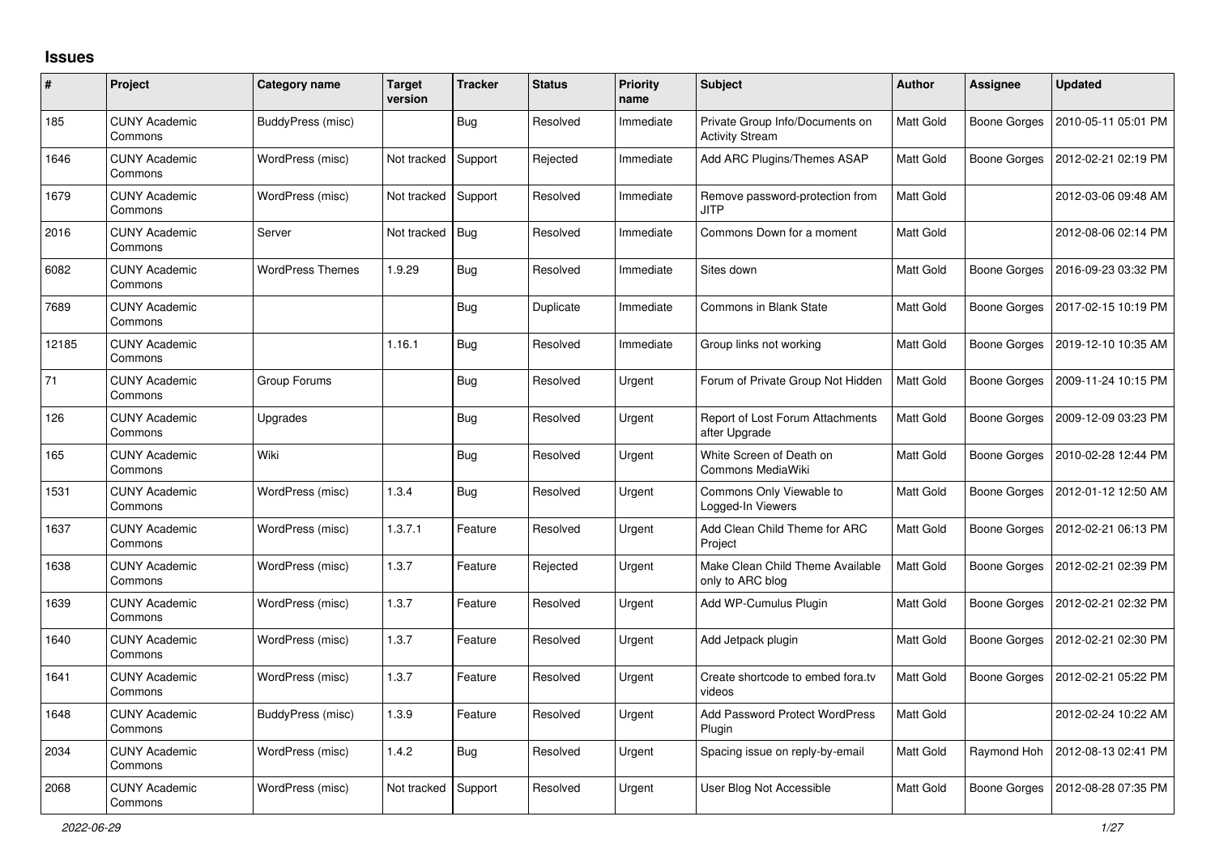# Issues

| # | Project | Category name | Target version | Tracker | Status | Priority name | Subject | Author | Assignee | Updated |
|---|---|---|---|---|---|---|---|---|---|---|
| 185 | CUNY Academic Commons | BuddyPress (misc) | | Bug | Resolved | Immediate | Private Group Info/Documents on Activity Stream | Matt Gold | Boone Gorges | 2010-05-11 05:01 PM |
| 1646 | CUNY Academic Commons | WordPress (misc) | Not tracked | Support | Rejected | Immediate | Add ARC Plugins/Themes ASAP | Matt Gold | Boone Gorges | 2012-02-21 02:19 PM |
| 1679 | CUNY Academic Commons | WordPress (misc) | Not tracked | Support | Resolved | Immediate | Remove password-protection from JITP | Matt Gold | | 2012-03-06 09:48 AM |
| 2016 | CUNY Academic Commons | Server | Not tracked | Bug | Resolved | Immediate | Commons Down for a moment | Matt Gold | | 2012-08-06 02:14 PM |
| 6082 | CUNY Academic Commons | WordPress Themes | 1.9.29 | Bug | Resolved | Immediate | Sites down | Matt Gold | Boone Gorges | 2016-09-23 03:32 PM |
| 7689 | CUNY Academic Commons | | | Bug | Duplicate | Immediate | Commons in Blank State | Matt Gold | Boone Gorges | 2017-02-15 10:19 PM |
| 12185 | CUNY Academic Commons | | 1.16.1 | Bug | Resolved | Immediate | Group links not working | Matt Gold | Boone Gorges | 2019-12-10 10:35 AM |
| 71 | CUNY Academic Commons | Group Forums | | Bug | Resolved | Urgent | Forum of Private Group Not Hidden | Matt Gold | Boone Gorges | 2009-11-24 10:15 PM |
| 126 | CUNY Academic Commons | Upgrades | | Bug | Resolved | Urgent | Report of Lost Forum Attachments after Upgrade | Matt Gold | Boone Gorges | 2009-12-09 03:23 PM |
| 165 | CUNY Academic Commons | Wiki | | Bug | Resolved | Urgent | White Screen of Death on Commons MediaWiki | Matt Gold | Boone Gorges | 2010-02-28 12:44 PM |
| 1531 | CUNY Academic Commons | WordPress (misc) | 1.3.4 | Bug | Resolved | Urgent | Commons Only Viewable to Logged-In Viewers | Matt Gold | Boone Gorges | 2012-01-12 12:50 AM |
| 1637 | CUNY Academic Commons | WordPress (misc) | 1.3.7.1 | Feature | Resolved | Urgent | Add Clean Child Theme for ARC Project | Matt Gold | Boone Gorges | 2012-02-21 06:13 PM |
| 1638 | CUNY Academic Commons | WordPress (misc) | 1.3.7 | Feature | Rejected | Urgent | Make Clean Child Theme Available only to ARC blog | Matt Gold | Boone Gorges | 2012-02-21 02:39 PM |
| 1639 | CUNY Academic Commons | WordPress (misc) | 1.3.7 | Feature | Resolved | Urgent | Add WP-Cumulus Plugin | Matt Gold | Boone Gorges | 2012-02-21 02:32 PM |
| 1640 | CUNY Academic Commons | WordPress (misc) | 1.3.7 | Feature | Resolved | Urgent | Add Jetpack plugin | Matt Gold | Boone Gorges | 2012-02-21 02:30 PM |
| 1641 | CUNY Academic Commons | WordPress (misc) | 1.3.7 | Feature | Resolved | Urgent | Create shortcode to embed fora.tv videos | Matt Gold | Boone Gorges | 2012-02-21 05:22 PM |
| 1648 | CUNY Academic Commons | BuddyPress (misc) | 1.3.9 | Feature | Resolved | Urgent | Add Password Protect WordPress Plugin | Matt Gold | | 2012-02-24 10:22 AM |
| 2034 | CUNY Academic Commons | WordPress (misc) | 1.4.2 | Bug | Resolved | Urgent | Spacing issue on reply-by-email | Matt Gold | Raymond Hoh | 2012-08-13 02:41 PM |
| 2068 | CUNY Academic Commons | WordPress (misc) | Not tracked | Support | Resolved | Urgent | User Blog Not Accessible | Matt Gold | Boone Gorges | 2012-08-28 07:35 PM |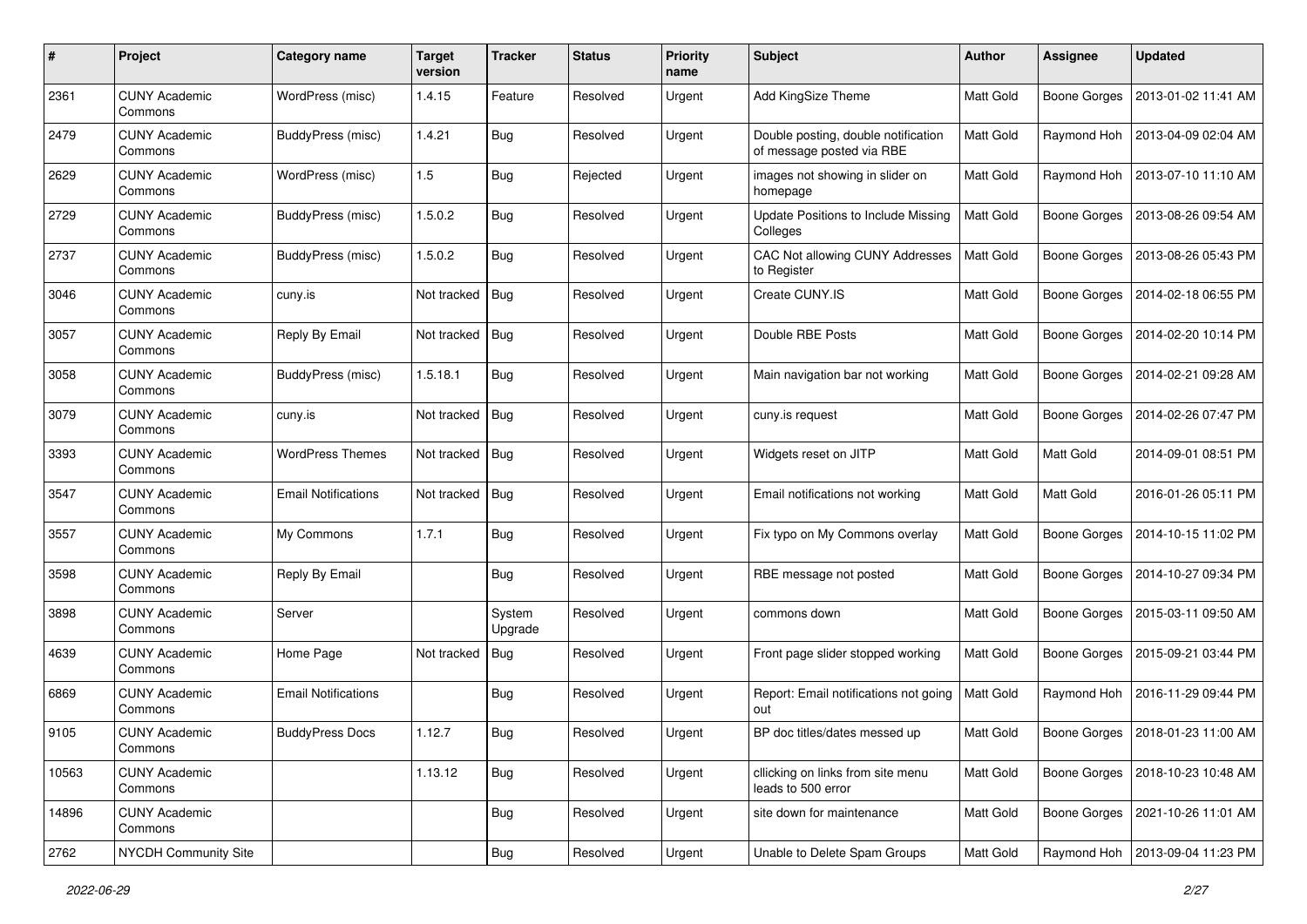| # | Project | Category name | Target version | Tracker | Status | Priority name | Subject | Author | Assignee | Updated |
|---|---|---|---|---|---|---|---|---|---|---|
| 2361 | CUNY Academic Commons | WordPress (misc) | 1.4.15 | Feature | Resolved | Urgent | Add KingSize Theme | Matt Gold | Boone Gorges | 2013-01-02 11:41 AM |
| 2479 | CUNY Academic Commons | BuddyPress (misc) | 1.4.21 | Bug | Resolved | Urgent | Double posting, double notification of message posted via RBE | Matt Gold | Raymond Hoh | 2013-04-09 02:04 AM |
| 2629 | CUNY Academic Commons | WordPress (misc) | 1.5 | Bug | Rejected | Urgent | images not showing in slider on homepage | Matt Gold | Raymond Hoh | 2013-07-10 11:10 AM |
| 2729 | CUNY Academic Commons | BuddyPress (misc) | 1.5.0.2 | Bug | Resolved | Urgent | Update Positions to Include Missing Colleges | Matt Gold | Boone Gorges | 2013-08-26 09:54 AM |
| 2737 | CUNY Academic Commons | BuddyPress (misc) | 1.5.0.2 | Bug | Resolved | Urgent | CAC Not allowing CUNY Addresses to Register | Matt Gold | Boone Gorges | 2013-08-26 05:43 PM |
| 3046 | CUNY Academic Commons | cuny.is | Not tracked | Bug | Resolved | Urgent | Create CUNY.IS | Matt Gold | Boone Gorges | 2014-02-18 06:55 PM |
| 3057 | CUNY Academic Commons | Reply By Email | Not tracked | Bug | Resolved | Urgent | Double RBE Posts | Matt Gold | Boone Gorges | 2014-02-20 10:14 PM |
| 3058 | CUNY Academic Commons | BuddyPress (misc) | 1.5.18.1 | Bug | Resolved | Urgent | Main navigation bar not working | Matt Gold | Boone Gorges | 2014-02-21 09:28 AM |
| 3079 | CUNY Academic Commons | cuny.is | Not tracked | Bug | Resolved | Urgent | cuny.is request | Matt Gold | Boone Gorges | 2014-02-26 07:47 PM |
| 3393 | CUNY Academic Commons | WordPress Themes | Not tracked | Bug | Resolved | Urgent | Widgets reset on JITP | Matt Gold | Matt Gold | 2014-09-01 08:51 PM |
| 3547 | CUNY Academic Commons | Email Notifications | Not tracked | Bug | Resolved | Urgent | Email notifications not working | Matt Gold | Matt Gold | 2016-01-26 05:11 PM |
| 3557 | CUNY Academic Commons | My Commons | 1.7.1 | Bug | Resolved | Urgent | Fix typo on My Commons overlay | Matt Gold | Boone Gorges | 2014-10-15 11:02 PM |
| 3598 | CUNY Academic Commons | Reply By Email | | Bug | Resolved | Urgent | RBE message not posted | Matt Gold | Boone Gorges | 2014-10-27 09:34 PM |
| 3898 | CUNY Academic Commons | Server | | System Upgrade | Resolved | Urgent | commons down | Matt Gold | Boone Gorges | 2015-03-11 09:50 AM |
| 4639 | CUNY Academic Commons | Home Page | Not tracked | Bug | Resolved | Urgent | Front page slider stopped working | Matt Gold | Boone Gorges | 2015-09-21 03:44 PM |
| 6869 | CUNY Academic Commons | Email Notifications | | Bug | Resolved | Urgent | Report: Email notifications not going out | Matt Gold | Raymond Hoh | 2016-11-29 09:44 PM |
| 9105 | CUNY Academic Commons | BuddyPress Docs | 1.12.7 | Bug | Resolved | Urgent | BP doc titles/dates messed up | Matt Gold | Boone Gorges | 2018-01-23 11:00 AM |
| 10563 | CUNY Academic Commons | | 1.13.12 | Bug | Resolved | Urgent | cllicking on links from site menu leads to 500 error | Matt Gold | Boone Gorges | 2018-10-23 10:48 AM |
| 14896 | CUNY Academic Commons | | | Bug | Resolved | Urgent | site down for maintenance | Matt Gold | Boone Gorges | 2021-10-26 11:01 AM |
| 2762 | NYCDH Community Site | | | Bug | Resolved | Urgent | Unable to Delete Spam Groups | Matt Gold | Raymond Hoh | 2013-09-04 11:23 PM |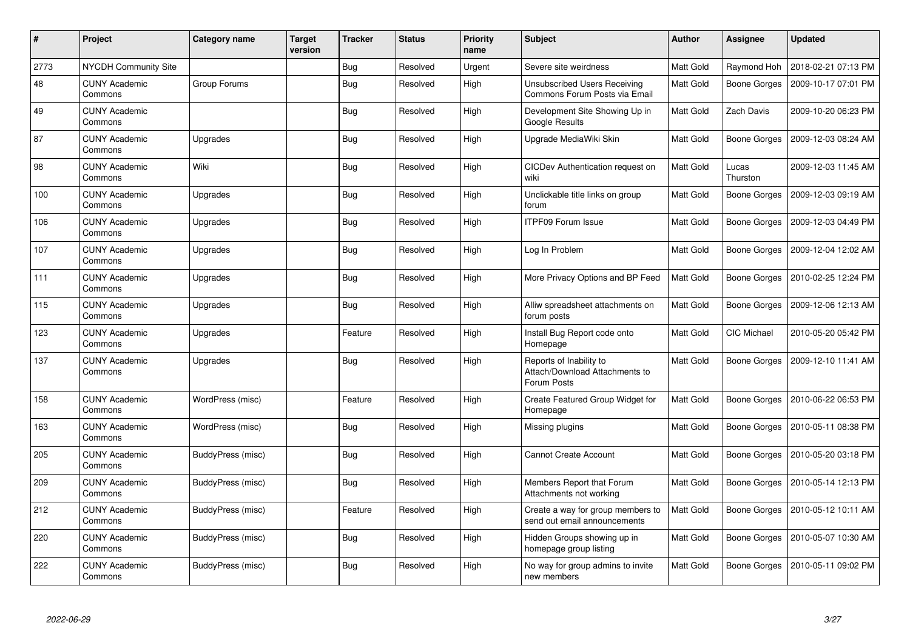| # | Project | Category name | Target version | Tracker | Status | Priority name | Subject | Author | Assignee | Updated |
|---|---|---|---|---|---|---|---|---|---|---|
| 2773 | NYCDH Community Site | | | Bug | Resolved | Urgent | Severe site weirdness | Matt Gold | Raymond Hoh | 2018-02-21 07:13 PM |
| 48 | CUNY Academic Commons | Group Forums | | Bug | Resolved | High | Unsubscribed Users Receiving Commons Forum Posts via Email | Matt Gold | Boone Gorges | 2009-10-17 07:01 PM |
| 49 | CUNY Academic Commons | | | Bug | Resolved | High | Development Site Showing Up in Google Results | Matt Gold | Zach Davis | 2009-10-20 06:23 PM |
| 87 | CUNY Academic Commons | Upgrades | | Bug | Resolved | High | Upgrade MediaWiki Skin | Matt Gold | Boone Gorges | 2009-12-03 08:24 AM |
| 98 | CUNY Academic Commons | Wiki | | Bug | Resolved | High | CICDev Authentication request on wiki | Matt Gold | Lucas Thurston | 2009-12-03 11:45 AM |
| 100 | CUNY Academic Commons | Upgrades | | Bug | Resolved | High | Unclickable title links on group forum | Matt Gold | Boone Gorges | 2009-12-03 09:19 AM |
| 106 | CUNY Academic Commons | Upgrades | | Bug | Resolved | High | ITPF09 Forum Issue | Matt Gold | Boone Gorges | 2009-12-03 04:49 PM |
| 107 | CUNY Academic Commons | Upgrades | | Bug | Resolved | High | Log In Problem | Matt Gold | Boone Gorges | 2009-12-04 12:02 AM |
| 111 | CUNY Academic Commons | Upgrades | | Bug | Resolved | High | More Privacy Options and BP Feed | Matt Gold | Boone Gorges | 2010-02-25 12:24 PM |
| 115 | CUNY Academic Commons | Upgrades | | Bug | Resolved | High | Alliw spreadsheet attachments on forum posts | Matt Gold | Boone Gorges | 2009-12-06 12:13 AM |
| 123 | CUNY Academic Commons | Upgrades | | Feature | Resolved | High | Install Bug Report code onto Homepage | Matt Gold | CIC Michael | 2010-05-20 05:42 PM |
| 137 | CUNY Academic Commons | Upgrades | | Bug | Resolved | High | Reports of Inability to Attach/Download Attachments to Forum Posts | Matt Gold | Boone Gorges | 2009-12-10 11:41 AM |
| 158 | CUNY Academic Commons | WordPress (misc) | | Feature | Resolved | High | Create Featured Group Widget for Homepage | Matt Gold | Boone Gorges | 2010-06-22 06:53 PM |
| 163 | CUNY Academic Commons | WordPress (misc) | | Bug | Resolved | High | Missing plugins | Matt Gold | Boone Gorges | 2010-05-11 08:38 PM |
| 205 | CUNY Academic Commons | BuddyPress (misc) | | Bug | Resolved | High | Cannot Create Account | Matt Gold | Boone Gorges | 2010-05-20 03:18 PM |
| 209 | CUNY Academic Commons | BuddyPress (misc) | | Bug | Resolved | High | Members Report that Forum Attachments not working | Matt Gold | Boone Gorges | 2010-05-14 12:13 PM |
| 212 | CUNY Academic Commons | BuddyPress (misc) | | Feature | Resolved | High | Create a way for group members to send out email announcements | Matt Gold | Boone Gorges | 2010-05-12 10:11 AM |
| 220 | CUNY Academic Commons | BuddyPress (misc) | | Bug | Resolved | High | Hidden Groups showing up in homepage group listing | Matt Gold | Boone Gorges | 2010-05-07 10:30 AM |
| 222 | CUNY Academic Commons | BuddyPress (misc) | | Bug | Resolved | High | No way for group admins to invite new members | Matt Gold | Boone Gorges | 2010-05-11 09:02 PM |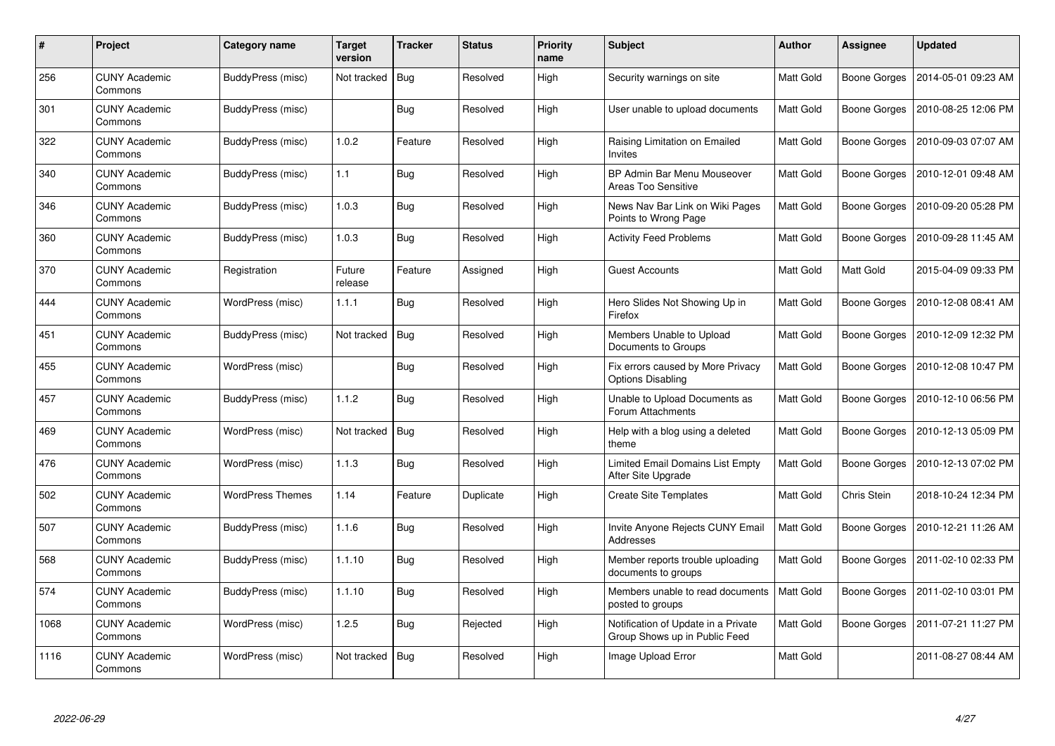| # | Project | Category name | Target version | Tracker | Status | Priority name | Subject | Author | Assignee | Updated |
|---|---|---|---|---|---|---|---|---|---|---|
| 256 | CUNY Academic Commons | BuddyPress (misc) | Not tracked | Bug | Resolved | High | Security warnings on site | Matt Gold | Boone Gorges | 2014-05-01 09:23 AM |
| 301 | CUNY Academic Commons | BuddyPress (misc) | | Bug | Resolved | High | User unable to upload documents | Matt Gold | Boone Gorges | 2010-08-25 12:06 PM |
| 322 | CUNY Academic Commons | BuddyPress (misc) | 1.0.2 | Feature | Resolved | High | Raising Limitation on Emailed Invites | Matt Gold | Boone Gorges | 2010-09-03 07:07 AM |
| 340 | CUNY Academic Commons | BuddyPress (misc) | 1.1 | Bug | Resolved | High | BP Admin Bar Menu Mouseover Areas Too Sensitive | Matt Gold | Boone Gorges | 2010-12-01 09:48 AM |
| 346 | CUNY Academic Commons | BuddyPress (misc) | 1.0.3 | Bug | Resolved | High | News Nav Bar Link on Wiki Pages Points to Wrong Page | Matt Gold | Boone Gorges | 2010-09-20 05:28 PM |
| 360 | CUNY Academic Commons | BuddyPress (misc) | 1.0.3 | Bug | Resolved | High | Activity Feed Problems | Matt Gold | Boone Gorges | 2010-09-28 11:45 AM |
| 370 | CUNY Academic Commons | Registration | Future release | Feature | Assigned | High | Guest Accounts | Matt Gold | Matt Gold | 2015-04-09 09:33 PM |
| 444 | CUNY Academic Commons | WordPress (misc) | 1.1.1 | Bug | Resolved | High | Hero Slides Not Showing Up in Firefox | Matt Gold | Boone Gorges | 2010-12-08 08:41 AM |
| 451 | CUNY Academic Commons | BuddyPress (misc) | Not tracked | Bug | Resolved | High | Members Unable to Upload Documents to Groups | Matt Gold | Boone Gorges | 2010-12-09 12:32 PM |
| 455 | CUNY Academic Commons | WordPress (misc) | | Bug | Resolved | High | Fix errors caused by More Privacy Options Disabling | Matt Gold | Boone Gorges | 2010-12-08 10:47 PM |
| 457 | CUNY Academic Commons | BuddyPress (misc) | 1.1.2 | Bug | Resolved | High | Unable to Upload Documents as Forum Attachments | Matt Gold | Boone Gorges | 2010-12-10 06:56 PM |
| 469 | CUNY Academic Commons | WordPress (misc) | Not tracked | Bug | Resolved | High | Help with a blog using a deleted theme | Matt Gold | Boone Gorges | 2010-12-13 05:09 PM |
| 476 | CUNY Academic Commons | WordPress (misc) | 1.1.3 | Bug | Resolved | High | Limited Email Domains List Empty After Site Upgrade | Matt Gold | Boone Gorges | 2010-12-13 07:02 PM |
| 502 | CUNY Academic Commons | WordPress Themes | 1.14 | Feature | Duplicate | High | Create Site Templates | Matt Gold | Chris Stein | 2018-10-24 12:34 PM |
| 507 | CUNY Academic Commons | BuddyPress (misc) | 1.1.6 | Bug | Resolved | High | Invite Anyone Rejects CUNY Email Addresses | Matt Gold | Boone Gorges | 2010-12-21 11:26 AM |
| 568 | CUNY Academic Commons | BuddyPress (misc) | 1.1.10 | Bug | Resolved | High | Member reports trouble uploading documents to groups | Matt Gold | Boone Gorges | 2011-02-10 02:33 PM |
| 574 | CUNY Academic Commons | BuddyPress (misc) | 1.1.10 | Bug | Resolved | High | Members unable to read documents posted to groups | Matt Gold | Boone Gorges | 2011-02-10 03:01 PM |
| 1068 | CUNY Academic Commons | WordPress (misc) | 1.2.5 | Bug | Rejected | High | Notification of Update in a Private Group Shows up in Public Feed | Matt Gold | Boone Gorges | 2011-07-21 11:27 PM |
| 1116 | CUNY Academic Commons | WordPress (misc) | Not tracked | Bug | Resolved | High | Image Upload Error | Matt Gold | | 2011-08-27 08:44 AM |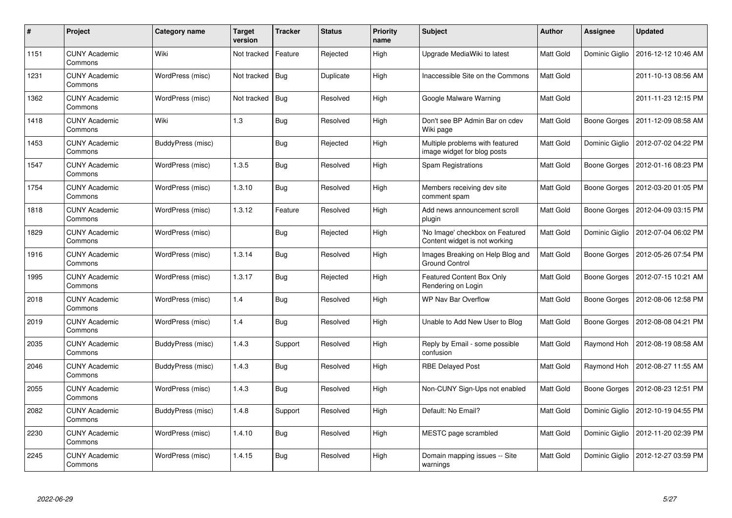| # | Project | Category name | Target version | Tracker | Status | Priority name | Subject | Author | Assignee | Updated |
|---|---|---|---|---|---|---|---|---|---|---|
| 1151 | CUNY Academic Commons | Wiki | Not tracked | Feature | Rejected | High | Upgrade MediaWiki to latest | Matt Gold | Dominic Giglio | 2016-12-12 10:46 AM |
| 1231 | CUNY Academic Commons | WordPress (misc) | Not tracked | Bug | Duplicate | High | Inaccessible Site on the Commons | Matt Gold | | 2011-10-13 08:56 AM |
| 1362 | CUNY Academic Commons | WordPress (misc) | Not tracked | Bug | Resolved | High | Google Malware Warning | Matt Gold | | 2011-11-23 12:15 PM |
| 1418 | CUNY Academic Commons | Wiki | 1.3 | Bug | Resolved | High | Don't see BP Admin Bar on cdev Wiki page | Matt Gold | Boone Gorges | 2011-12-09 08:58 AM |
| 1453 | CUNY Academic Commons | BuddyPress (misc) | | Bug | Rejected | High | Multiple problems with featured image widget for blog posts | Matt Gold | Dominic Giglio | 2012-07-02 04:22 PM |
| 1547 | CUNY Academic Commons | WordPress (misc) | 1.3.5 | Bug | Resolved | High | Spam Registrations | Matt Gold | Boone Gorges | 2012-01-16 08:23 PM |
| 1754 | CUNY Academic Commons | WordPress (misc) | 1.3.10 | Bug | Resolved | High | Members receiving dev site comment spam | Matt Gold | Boone Gorges | 2012-03-20 01:05 PM |
| 1818 | CUNY Academic Commons | WordPress (misc) | 1.3.12 | Feature | Resolved | High | Add news announcement scroll plugin | Matt Gold | Boone Gorges | 2012-04-09 03:15 PM |
| 1829 | CUNY Academic Commons | WordPress (misc) | | Bug | Rejected | High | 'No Image' checkbox on Featured Content widget is not working | Matt Gold | Dominic Giglio | 2012-07-04 06:02 PM |
| 1916 | CUNY Academic Commons | WordPress (misc) | 1.3.14 | Bug | Resolved | High | Images Breaking on Help Blog and Ground Control | Matt Gold | Boone Gorges | 2012-05-26 07:54 PM |
| 1995 | CUNY Academic Commons | WordPress (misc) | 1.3.17 | Bug | Rejected | High | Featured Content Box Only Rendering on Login | Matt Gold | Boone Gorges | 2012-07-15 10:21 AM |
| 2018 | CUNY Academic Commons | WordPress (misc) | 1.4 | Bug | Resolved | High | WP Nav Bar Overflow | Matt Gold | Boone Gorges | 2012-08-06 12:58 PM |
| 2019 | CUNY Academic Commons | WordPress (misc) | 1.4 | Bug | Resolved | High | Unable to Add New User to Blog | Matt Gold | Boone Gorges | 2012-08-08 04:21 PM |
| 2035 | CUNY Academic Commons | BuddyPress (misc) | 1.4.3 | Support | Resolved | High | Reply by Email - some possible confusion | Matt Gold | Raymond Hoh | 2012-08-19 08:58 AM |
| 2046 | CUNY Academic Commons | BuddyPress (misc) | 1.4.3 | Bug | Resolved | High | RBE Delayed Post | Matt Gold | Raymond Hoh | 2012-08-27 11:55 AM |
| 2055 | CUNY Academic Commons | WordPress (misc) | 1.4.3 | Bug | Resolved | High | Non-CUNY Sign-Ups not enabled | Matt Gold | Boone Gorges | 2012-08-23 12:51 PM |
| 2082 | CUNY Academic Commons | BuddyPress (misc) | 1.4.8 | Support | Resolved | High | Default: No Email? | Matt Gold | Dominic Giglio | 2012-10-19 04:55 PM |
| 2230 | CUNY Academic Commons | WordPress (misc) | 1.4.10 | Bug | Resolved | High | MESTC page scrambled | Matt Gold | Dominic Giglio | 2012-11-20 02:39 PM |
| 2245 | CUNY Academic Commons | WordPress (misc) | 1.4.15 | Bug | Resolved | High | Domain mapping issues -- Site warnings | Matt Gold | Dominic Giglio | 2012-12-27 03:59 PM |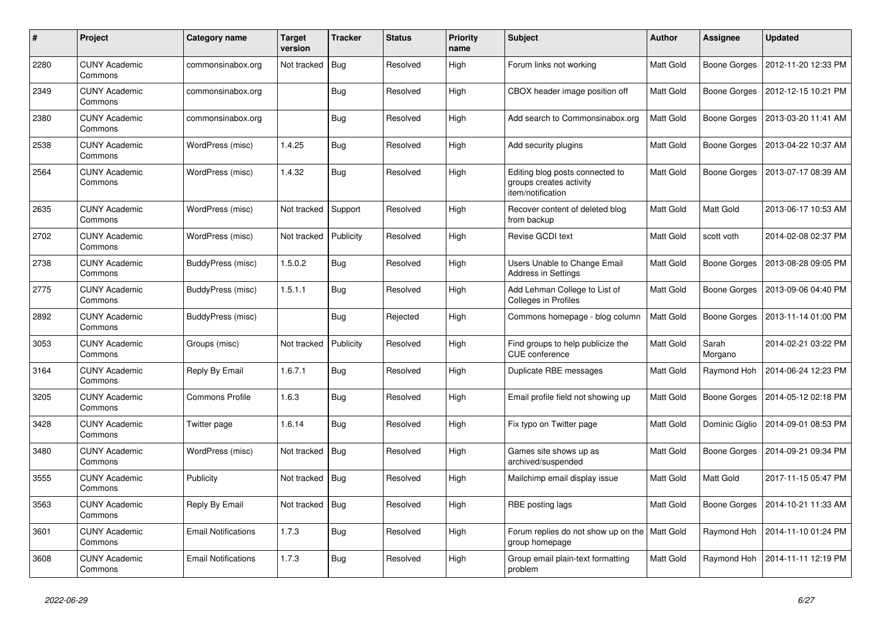| # | Project | Category name | Target version | Tracker | Status | Priority name | Subject | Author | Assignee | Updated |
|---|---|---|---|---|---|---|---|---|---|---|
| 2280 | CUNY Academic Commons | commonsinabox.org | Not tracked | Bug | Resolved | High | Forum links not working | Matt Gold | Boone Gorges | 2012-11-20 12:33 PM |
| 2349 | CUNY Academic Commons | commonsinabox.org | | Bug | Resolved | High | CBOX header image position off | Matt Gold | Boone Gorges | 2012-12-15 10:21 PM |
| 2380 | CUNY Academic Commons | commonsinabox.org | | Bug | Resolved | High | Add search to Commonsinabox.org | Matt Gold | Boone Gorges | 2013-03-20 11:41 AM |
| 2538 | CUNY Academic Commons | WordPress (misc) | 1.4.25 | Bug | Resolved | High | Add security plugins | Matt Gold | Boone Gorges | 2013-04-22 10:37 AM |
| 2564 | CUNY Academic Commons | WordPress (misc) | 1.4.32 | Bug | Resolved | High | Editing blog posts connected to groups creates activity item/notification | Matt Gold | Boone Gorges | 2013-07-17 08:39 AM |
| 2635 | CUNY Academic Commons | WordPress (misc) | Not tracked | Support | Resolved | High | Recover content of deleted blog from backup | Matt Gold | Matt Gold | 2013-06-17 10:53 AM |
| 2702 | CUNY Academic Commons | WordPress (misc) | Not tracked | Publicity | Resolved | High | Revise GCDI text | Matt Gold | scott voth | 2014-02-08 02:37 PM |
| 2738 | CUNY Academic Commons | BuddyPress (misc) | 1.5.0.2 | Bug | Resolved | High | Users Unable to Change Email Address in Settings | Matt Gold | Boone Gorges | 2013-08-28 09:05 PM |
| 2775 | CUNY Academic Commons | BuddyPress (misc) | 1.5.1.1 | Bug | Resolved | High | Add Lehman College to List of Colleges in Profiles | Matt Gold | Boone Gorges | 2013-09-06 04:40 PM |
| 2892 | CUNY Academic Commons | BuddyPress (misc) | | Bug | Rejected | High | Commons homepage - blog column | Matt Gold | Boone Gorges | 2013-11-14 01:00 PM |
| 3053 | CUNY Academic Commons | Groups (misc) | Not tracked | Publicity | Resolved | High | Find groups to help publicize the CUE conference | Matt Gold | Sarah Morgano | 2014-02-21 03:22 PM |
| 3164 | CUNY Academic Commons | Reply By Email | 1.6.7.1 | Bug | Resolved | High | Duplicate RBE messages | Matt Gold | Raymond Hoh | 2014-06-24 12:23 PM |
| 3205 | CUNY Academic Commons | Commons Profile | 1.6.3 | Bug | Resolved | High | Email profile field not showing up | Matt Gold | Boone Gorges | 2014-05-12 02:18 PM |
| 3428 | CUNY Academic Commons | Twitter page | 1.6.14 | Bug | Resolved | High | Fix typo on Twitter page | Matt Gold | Dominic Giglio | 2014-09-01 08:53 PM |
| 3480 | CUNY Academic Commons | WordPress (misc) | Not tracked | Bug | Resolved | High | Games site shows up as archived/suspended | Matt Gold | Boone Gorges | 2014-09-21 09:34 PM |
| 3555 | CUNY Academic Commons | Publicity | Not tracked | Bug | Resolved | High | Mailchimp email display issue | Matt Gold | Matt Gold | 2017-11-15 05:47 PM |
| 3563 | CUNY Academic Commons | Reply By Email | Not tracked | Bug | Resolved | High | RBE posting lags | Matt Gold | Boone Gorges | 2014-10-21 11:33 AM |
| 3601 | CUNY Academic Commons | Email Notifications | 1.7.3 | Bug | Resolved | High | Forum replies do not show up on the group homepage | Matt Gold | Raymond Hoh | 2014-11-10 01:24 PM |
| 3608 | CUNY Academic Commons | Email Notifications | 1.7.3 | Bug | Resolved | High | Group email plain-text formatting problem | Matt Gold | Raymond Hoh | 2014-11-11 12:19 PM |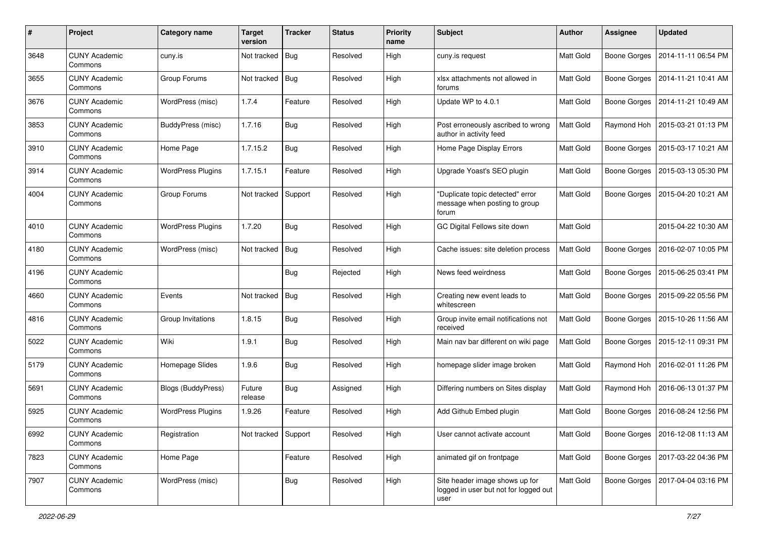| # | Project | Category name | Target version | Tracker | Status | Priority name | Subject | Author | Assignee | Updated |
|---|---|---|---|---|---|---|---|---|---|---|
| 3648 | CUNY Academic Commons | cuny.is | Not tracked | Bug | Resolved | High | cuny.is request | Matt Gold | Boone Gorges | 2014-11-11 06:54 PM |
| 3655 | CUNY Academic Commons | Group Forums | Not tracked | Bug | Resolved | High | xlsx attachments not allowed in forums | Matt Gold | Boone Gorges | 2014-11-21 10:41 AM |
| 3676 | CUNY Academic Commons | WordPress (misc) | 1.7.4 | Feature | Resolved | High | Update WP to 4.0.1 | Matt Gold | Boone Gorges | 2014-11-21 10:49 AM |
| 3853 | CUNY Academic Commons | BuddyPress (misc) | 1.7.16 | Bug | Resolved | High | Post erroneously ascribed to wrong author in activity feed | Matt Gold | Raymond Hoh | 2015-03-21 01:13 PM |
| 3910 | CUNY Academic Commons | Home Page | 1.7.15.2 | Bug | Resolved | High | Home Page Display Errors | Matt Gold | Boone Gorges | 2015-03-17 10:21 AM |
| 3914 | CUNY Academic Commons | WordPress Plugins | 1.7.15.1 | Feature | Resolved | High | Upgrade Yoast's SEO plugin | Matt Gold | Boone Gorges | 2015-03-13 05:30 PM |
| 4004 | CUNY Academic Commons | Group Forums | Not tracked | Support | Resolved | High | "Duplicate topic detected" error message when posting to group forum | Matt Gold | Boone Gorges | 2015-04-20 10:21 AM |
| 4010 | CUNY Academic Commons | WordPress Plugins | 1.7.20 | Bug | Resolved | High | GC Digital Fellows site down | Matt Gold | | 2015-04-22 10:30 AM |
| 4180 | CUNY Academic Commons | WordPress (misc) | Not tracked | Bug | Resolved | High | Cache issues: site deletion process | Matt Gold | Boone Gorges | 2016-02-07 10:05 PM |
| 4196 | CUNY Academic Commons | | | Bug | Rejected | High | News feed weirdness | Matt Gold | Boone Gorges | 2015-06-25 03:41 PM |
| 4660 | CUNY Academic Commons | Events | Not tracked | Bug | Resolved | High | Creating new event leads to whitescreen | Matt Gold | Boone Gorges | 2015-09-22 05:56 PM |
| 4816 | CUNY Academic Commons | Group Invitations | 1.8.15 | Bug | Resolved | High | Group invite email notifications not received | Matt Gold | Boone Gorges | 2015-10-26 11:56 AM |
| 5022 | CUNY Academic Commons | Wiki | 1.9.1 | Bug | Resolved | High | Main nav bar different on wiki page | Matt Gold | Boone Gorges | 2015-12-11 09:31 PM |
| 5179 | CUNY Academic Commons | Homepage Slides | 1.9.6 | Bug | Resolved | High | homepage slider image broken | Matt Gold | Raymond Hoh | 2016-02-01 11:26 PM |
| 5691 | CUNY Academic Commons | Blogs (BuddyPress) | Future release | Bug | Assigned | High | Differing numbers on Sites display | Matt Gold | Raymond Hoh | 2016-06-13 01:37 PM |
| 5925 | CUNY Academic Commons | WordPress Plugins | 1.9.26 | Feature | Resolved | High | Add Github Embed plugin | Matt Gold | Boone Gorges | 2016-08-24 12:56 PM |
| 6992 | CUNY Academic Commons | Registration | Not tracked | Support | Resolved | High | User cannot activate account | Matt Gold | Boone Gorges | 2016-12-08 11:13 AM |
| 7823 | CUNY Academic Commons | Home Page | | Feature | Resolved | High | animated gif on frontpage | Matt Gold | Boone Gorges | 2017-03-22 04:36 PM |
| 7907 | CUNY Academic Commons | WordPress (misc) | | Bug | Resolved | High | Site header image shows up for logged in user but not for logged out user | Matt Gold | Boone Gorges | 2017-04-04 03:16 PM |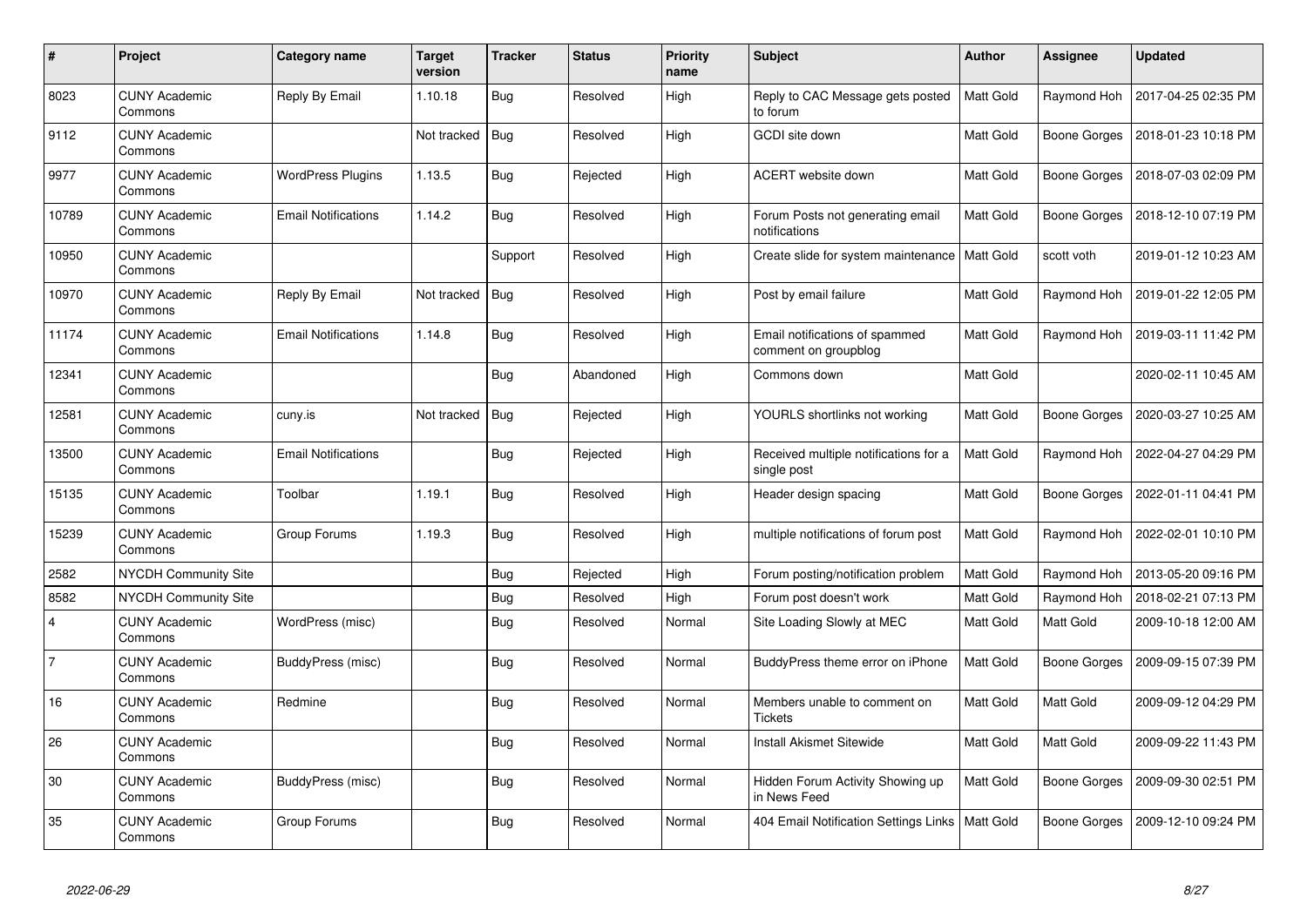| # | Project | Category name | Target version | Tracker | Status | Priority name | Subject | Author | Assignee | Updated |
|---|---|---|---|---|---|---|---|---|---|---|
| 8023 | CUNY Academic Commons | Reply By Email | 1.10.18 | Bug | Resolved | High | Reply to CAC Message gets posted to forum | Matt Gold | Raymond Hoh | 2017-04-25 02:35 PM |
| 9112 | CUNY Academic Commons | | Not tracked | Bug | Resolved | High | GCDI site down | Matt Gold | Boone Gorges | 2018-01-23 10:18 PM |
| 9977 | CUNY Academic Commons | WordPress Plugins | 1.13.5 | Bug | Rejected | High | ACERT website down | Matt Gold | Boone Gorges | 2018-07-03 02:09 PM |
| 10789 | CUNY Academic Commons | Email Notifications | 1.14.2 | Bug | Resolved | High | Forum Posts not generating email notifications | Matt Gold | Boone Gorges | 2018-12-10 07:19 PM |
| 10950 | CUNY Academic Commons | | | Support | Resolved | High | Create slide for system maintenance | Matt Gold | scott voth | 2019-01-12 10:23 AM |
| 10970 | CUNY Academic Commons | Reply By Email | Not tracked | Bug | Resolved | High | Post by email failure | Matt Gold | Raymond Hoh | 2019-01-22 12:05 PM |
| 11174 | CUNY Academic Commons | Email Notifications | 1.14.8 | Bug | Resolved | High | Email notifications of spammed comment on groupblog | Matt Gold | Raymond Hoh | 2019-03-11 11:42 PM |
| 12341 | CUNY Academic Commons | | | Bug | Abandoned | High | Commons down | Matt Gold | | 2020-02-11 10:45 AM |
| 12581 | CUNY Academic Commons | cuny.is | Not tracked | Bug | Rejected | High | YOURLS shortlinks not working | Matt Gold | Boone Gorges | 2020-03-27 10:25 AM |
| 13500 | CUNY Academic Commons | Email Notifications | | Bug | Rejected | High | Received multiple notifications for a single post | Matt Gold | Raymond Hoh | 2022-04-27 04:29 PM |
| 15135 | CUNY Academic Commons | Toolbar | 1.19.1 | Bug | Resolved | High | Header design spacing | Matt Gold | Boone Gorges | 2022-01-11 04:41 PM |
| 15239 | CUNY Academic Commons | Group Forums | 1.19.3 | Bug | Resolved | High | multiple notifications of forum post | Matt Gold | Raymond Hoh | 2022-02-01 10:10 PM |
| 2582 | NYCDH Community Site | | | Bug | Rejected | High | Forum posting/notification problem | Matt Gold | Raymond Hoh | 2013-05-20 09:16 PM |
| 8582 | NYCDH Community Site | | | Bug | Resolved | High | Forum post doesn't work | Matt Gold | Raymond Hoh | 2018-02-21 07:13 PM |
| 4 | CUNY Academic Commons | WordPress (misc) | | Bug | Resolved | Normal | Site Loading Slowly at MEC | Matt Gold | Matt Gold | 2009-10-18 12:00 AM |
| 7 | CUNY Academic Commons | BuddyPress (misc) | | Bug | Resolved | Normal | BuddyPress theme error on iPhone | Matt Gold | Boone Gorges | 2009-09-15 07:39 PM |
| 16 | CUNY Academic Commons | Redmine | | Bug | Resolved | Normal | Members unable to comment on Tickets | Matt Gold | Matt Gold | 2009-09-12 04:29 PM |
| 26 | CUNY Academic Commons | | | Bug | Resolved | Normal | Install Akismet Sitewide | Matt Gold | Matt Gold | 2009-09-22 11:43 PM |
| 30 | CUNY Academic Commons | BuddyPress (misc) | | Bug | Resolved | Normal | Hidden Forum Activity Showing up in News Feed | Matt Gold | Boone Gorges | 2009-09-30 02:51 PM |
| 35 | CUNY Academic Commons | Group Forums | | Bug | Resolved | Normal | 404 Email Notification Settings Links | Matt Gold | Boone Gorges | 2009-12-10 09:24 PM |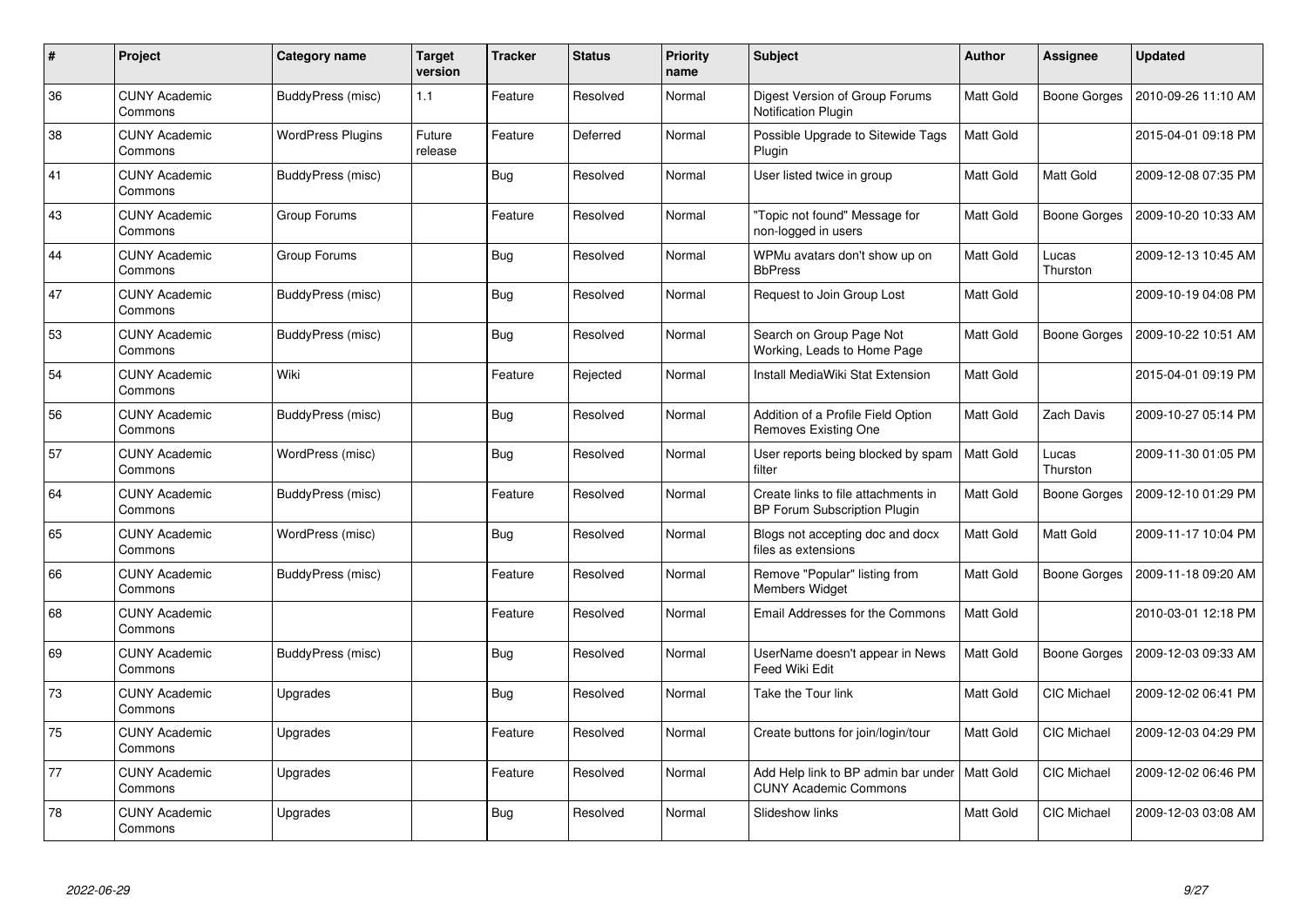| # | Project | Category name | Target version | Tracker | Status | Priority name | Subject | Author | Assignee | Updated |
|---|---|---|---|---|---|---|---|---|---|---|
| 36 | CUNY Academic Commons | BuddyPress (misc) | 1.1 | Feature | Resolved | Normal | Digest Version of Group Forums Notification Plugin | Matt Gold | Boone Gorges | 2010-09-26 11:10 AM |
| 38 | CUNY Academic Commons | WordPress Plugins | Future release | Feature | Deferred | Normal | Possible Upgrade to Sitewide Tags Plugin | Matt Gold | | 2015-04-01 09:18 PM |
| 41 | CUNY Academic Commons | BuddyPress (misc) | | Bug | Resolved | Normal | User listed twice in group | Matt Gold | Matt Gold | 2009-12-08 07:35 PM |
| 43 | CUNY Academic Commons | Group Forums | | Feature | Resolved | Normal | "Topic not found" Message for non-logged in users | Matt Gold | Boone Gorges | 2009-10-20 10:33 AM |
| 44 | CUNY Academic Commons | Group Forums | | Bug | Resolved | Normal | WPMu avatars don't show up on BbPress | Matt Gold | Lucas Thurston | 2009-12-13 10:45 AM |
| 47 | CUNY Academic Commons | BuddyPress (misc) | | Bug | Resolved | Normal | Request to Join Group Lost | Matt Gold | | 2009-10-19 04:08 PM |
| 53 | CUNY Academic Commons | BuddyPress (misc) | | Bug | Resolved | Normal | Search on Group Page Not Working, Leads to Home Page | Matt Gold | Boone Gorges | 2009-10-22 10:51 AM |
| 54 | CUNY Academic Commons | Wiki | | Feature | Rejected | Normal | Install MediaWiki Stat Extension | Matt Gold | | 2015-04-01 09:19 PM |
| 56 | CUNY Academic Commons | BuddyPress (misc) | | Bug | Resolved | Normal | Addition of a Profile Field Option Removes Existing One | Matt Gold | Zach Davis | 2009-10-27 05:14 PM |
| 57 | CUNY Academic Commons | WordPress (misc) | | Bug | Resolved | Normal | User reports being blocked by spam filter | Matt Gold | Lucas Thurston | 2009-11-30 01:05 PM |
| 64 | CUNY Academic Commons | BuddyPress (misc) | | Feature | Resolved | Normal | Create links to file attachments in BP Forum Subscription Plugin | Matt Gold | Boone Gorges | 2009-12-10 01:29 PM |
| 65 | CUNY Academic Commons | WordPress (misc) | | Bug | Resolved | Normal | Blogs not accepting doc and docx files as extensions | Matt Gold | Matt Gold | 2009-11-17 10:04 PM |
| 66 | CUNY Academic Commons | BuddyPress (misc) | | Feature | Resolved | Normal | Remove "Popular" listing from Members Widget | Matt Gold | Boone Gorges | 2009-11-18 09:20 AM |
| 68 | CUNY Academic Commons | | | Feature | Resolved | Normal | Email Addresses for the Commons | Matt Gold | | 2010-03-01 12:18 PM |
| 69 | CUNY Academic Commons | BuddyPress (misc) | | Bug | Resolved | Normal | UserName doesn't appear in News Feed Wiki Edit | Matt Gold | Boone Gorges | 2009-12-03 09:33 AM |
| 73 | CUNY Academic Commons | Upgrades | | Bug | Resolved | Normal | Take the Tour link | Matt Gold | CIC Michael | 2009-12-02 06:41 PM |
| 75 | CUNY Academic Commons | Upgrades | | Feature | Resolved | Normal | Create buttons for join/login/tour | Matt Gold | CIC Michael | 2009-12-03 04:29 PM |
| 77 | CUNY Academic Commons | Upgrades | | Feature | Resolved | Normal | Add Help link to BP admin bar under CUNY Academic Commons | Matt Gold | CIC Michael | 2009-12-02 06:46 PM |
| 78 | CUNY Academic Commons | Upgrades | | Bug | Resolved | Normal | Slideshow links | Matt Gold | CIC Michael | 2009-12-03 03:08 AM |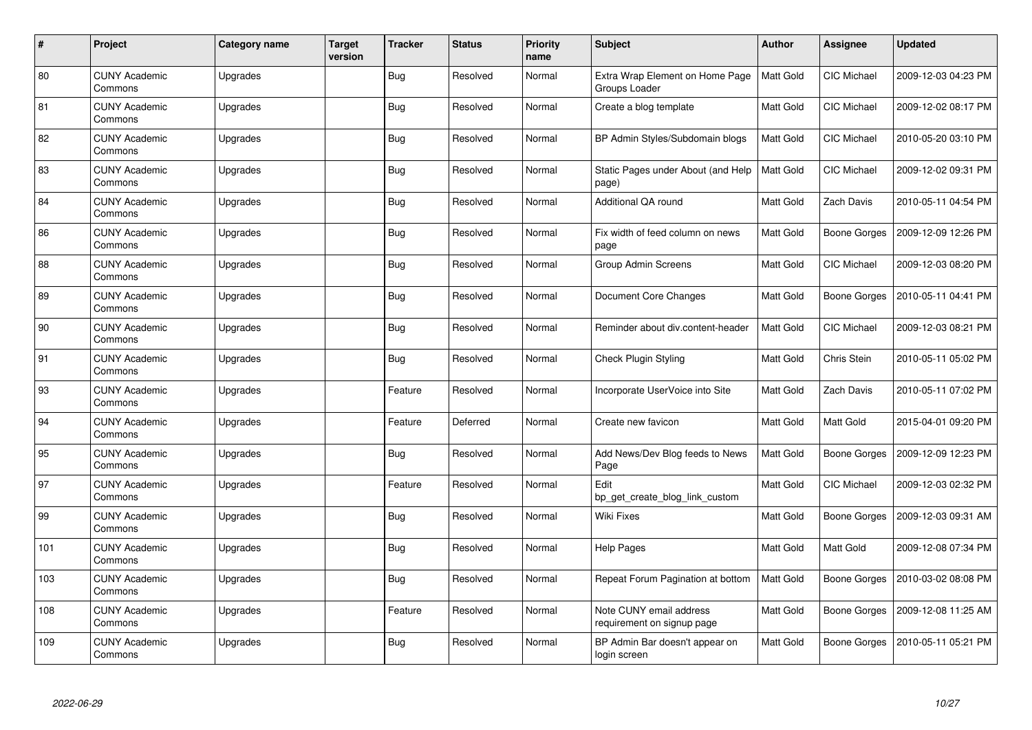| # | Project | Category name | Target version | Tracker | Status | Priority name | Subject | Author | Assignee | Updated |
|---|---|---|---|---|---|---|---|---|---|---|
| 80 | CUNY Academic Commons | Upgrades | | Bug | Resolved | Normal | Extra Wrap Element on Home Page Groups Loader | Matt Gold | CIC Michael | 2009-12-03 04:23 PM |
| 81 | CUNY Academic Commons | Upgrades | | Bug | Resolved | Normal | Create a blog template | Matt Gold | CIC Michael | 2009-12-02 08:17 PM |
| 82 | CUNY Academic Commons | Upgrades | | Bug | Resolved | Normal | BP Admin Styles/Subdomain blogs | Matt Gold | CIC Michael | 2010-05-20 03:10 PM |
| 83 | CUNY Academic Commons | Upgrades | | Bug | Resolved | Normal | Static Pages under About (and Help page) | Matt Gold | CIC Michael | 2009-12-02 09:31 PM |
| 84 | CUNY Academic Commons | Upgrades | | Bug | Resolved | Normal | Additional QA round | Matt Gold | Zach Davis | 2010-05-11 04:54 PM |
| 86 | CUNY Academic Commons | Upgrades | | Bug | Resolved | Normal | Fix width of feed column on news page | Matt Gold | Boone Gorges | 2009-12-09 12:26 PM |
| 88 | CUNY Academic Commons | Upgrades | | Bug | Resolved | Normal | Group Admin Screens | Matt Gold | CIC Michael | 2009-12-03 08:20 PM |
| 89 | CUNY Academic Commons | Upgrades | | Bug | Resolved | Normal | Document Core Changes | Matt Gold | Boone Gorges | 2010-05-11 04:41 PM |
| 90 | CUNY Academic Commons | Upgrades | | Bug | Resolved | Normal | Reminder about div.content-header | Matt Gold | CIC Michael | 2009-12-03 08:21 PM |
| 91 | CUNY Academic Commons | Upgrades | | Bug | Resolved | Normal | Check Plugin Styling | Matt Gold | Chris Stein | 2010-05-11 05:02 PM |
| 93 | CUNY Academic Commons | Upgrades | | Feature | Resolved | Normal | Incorporate UserVoice into Site | Matt Gold | Zach Davis | 2010-05-11 07:02 PM |
| 94 | CUNY Academic Commons | Upgrades | | Feature | Deferred | Normal | Create new favicon | Matt Gold | Matt Gold | 2015-04-01 09:20 PM |
| 95 | CUNY Academic Commons | Upgrades | | Bug | Resolved | Normal | Add News/Dev Blog feeds to News Page | Matt Gold | Boone Gorges | 2009-12-09 12:23 PM |
| 97 | CUNY Academic Commons | Upgrades | | Feature | Resolved | Normal | Edit bp_get_create_blog_link_custom | Matt Gold | CIC Michael | 2009-12-03 02:32 PM |
| 99 | CUNY Academic Commons | Upgrades | | Bug | Resolved | Normal | Wiki Fixes | Matt Gold | Boone Gorges | 2009-12-03 09:31 AM |
| 101 | CUNY Academic Commons | Upgrades | | Bug | Resolved | Normal | Help Pages | Matt Gold | Matt Gold | 2009-12-08 07:34 PM |
| 103 | CUNY Academic Commons | Upgrades | | Bug | Resolved | Normal | Repeat Forum Pagination at bottom | Matt Gold | Boone Gorges | 2010-03-02 08:08 PM |
| 108 | CUNY Academic Commons | Upgrades | | Feature | Resolved | Normal | Note CUNY email address requirement on signup page | Matt Gold | Boone Gorges | 2009-12-08 11:25 AM |
| 109 | CUNY Academic Commons | Upgrades | | Bug | Resolved | Normal | BP Admin Bar doesn't appear on login screen | Matt Gold | Boone Gorges | 2010-05-11 05:21 PM |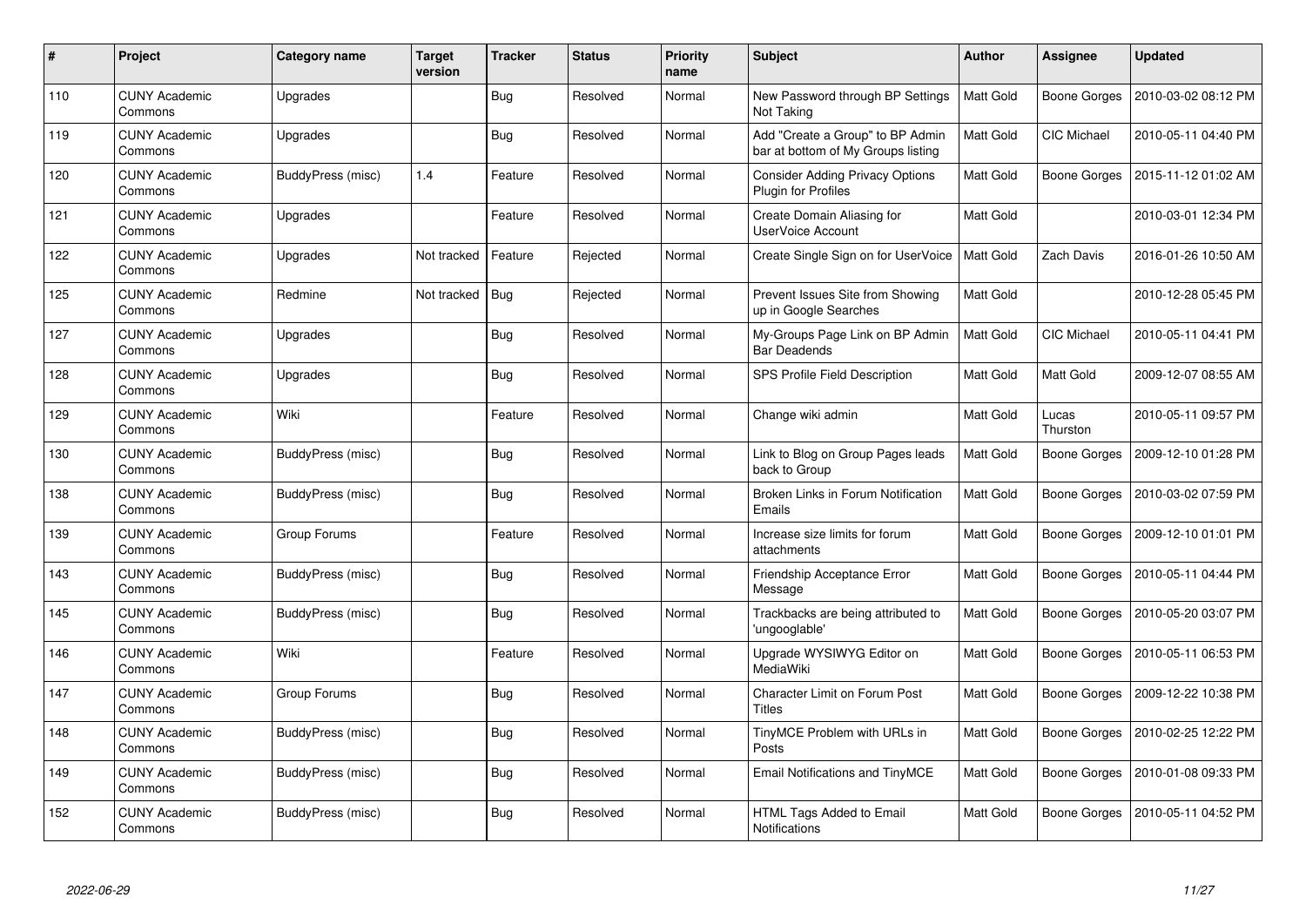| # | Project | Category name | Target version | Tracker | Status | Priority name | Subject | Author | Assignee | Updated |
|---|---|---|---|---|---|---|---|---|---|---|
| 110 | CUNY Academic Commons | Upgrades | | Bug | Resolved | Normal | New Password through BP Settings Not Taking | Matt Gold | Boone Gorges | 2010-03-02 08:12 PM |
| 119 | CUNY Academic Commons | Upgrades | | Bug | Resolved | Normal | Add "Create a Group" to BP Admin bar at bottom of My Groups listing | Matt Gold | CIC Michael | 2010-05-11 04:40 PM |
| 120 | CUNY Academic Commons | BuddyPress (misc) | 1.4 | Feature | Resolved | Normal | Consider Adding Privacy Options Plugin for Profiles | Matt Gold | Boone Gorges | 2015-11-12 01:02 AM |
| 121 | CUNY Academic Commons | Upgrades | | Feature | Resolved | Normal | Create Domain Aliasing for UserVoice Account | Matt Gold | | 2010-03-01 12:34 PM |
| 122 | CUNY Academic Commons | Upgrades | Not tracked | Feature | Rejected | Normal | Create Single Sign on for UserVoice | Matt Gold | Zach Davis | 2016-01-26 10:50 AM |
| 125 | CUNY Academic Commons | Redmine | Not tracked | Bug | Rejected | Normal | Prevent Issues Site from Showing up in Google Searches | Matt Gold | | 2010-12-28 05:45 PM |
| 127 | CUNY Academic Commons | Upgrades | | Bug | Resolved | Normal | My-Groups Page Link on BP Admin Bar Deadends | Matt Gold | CIC Michael | 2010-05-11 04:41 PM |
| 128 | CUNY Academic Commons | Upgrades | | Bug | Resolved | Normal | SPS Profile Field Description | Matt Gold | Matt Gold | 2009-12-07 08:55 AM |
| 129 | CUNY Academic Commons | Wiki | | Feature | Resolved | Normal | Change wiki admin | Matt Gold | Lucas Thurston | 2010-05-11 09:57 PM |
| 130 | CUNY Academic Commons | BuddyPress (misc) | | Bug | Resolved | Normal | Link to Blog on Group Pages leads back to Group | Matt Gold | Boone Gorges | 2009-12-10 01:28 PM |
| 138 | CUNY Academic Commons | BuddyPress (misc) | | Bug | Resolved | Normal | Broken Links in Forum Notification Emails | Matt Gold | Boone Gorges | 2010-03-02 07:59 PM |
| 139 | CUNY Academic Commons | Group Forums | | Feature | Resolved | Normal | Increase size limits for forum attachments | Matt Gold | Boone Gorges | 2009-12-10 01:01 PM |
| 143 | CUNY Academic Commons | BuddyPress (misc) | | Bug | Resolved | Normal | Friendship Acceptance Error Message | Matt Gold | Boone Gorges | 2010-05-11 04:44 PM |
| 145 | CUNY Academic Commons | BuddyPress (misc) | | Bug | Resolved | Normal | Trackbacks are being attributed to 'ungooglable' | Matt Gold | Boone Gorges | 2010-05-20 03:07 PM |
| 146 | CUNY Academic Commons | Wiki | | Feature | Resolved | Normal | Upgrade WYSIWYG Editor on MediaWiki | Matt Gold | Boone Gorges | 2010-05-11 06:53 PM |
| 147 | CUNY Academic Commons | Group Forums | | Bug | Resolved | Normal | Character Limit on Forum Post Titles | Matt Gold | Boone Gorges | 2009-12-22 10:38 PM |
| 148 | CUNY Academic Commons | BuddyPress (misc) | | Bug | Resolved | Normal | TinyMCE Problem with URLs in Posts | Matt Gold | Boone Gorges | 2010-02-25 12:22 PM |
| 149 | CUNY Academic Commons | BuddyPress (misc) | | Bug | Resolved | Normal | Email Notifications and TinyMCE | Matt Gold | Boone Gorges | 2010-01-08 09:33 PM |
| 152 | CUNY Academic Commons | BuddyPress (misc) | | Bug | Resolved | Normal | HTML Tags Added to Email Notifications | Matt Gold | Boone Gorges | 2010-05-11 04:52 PM |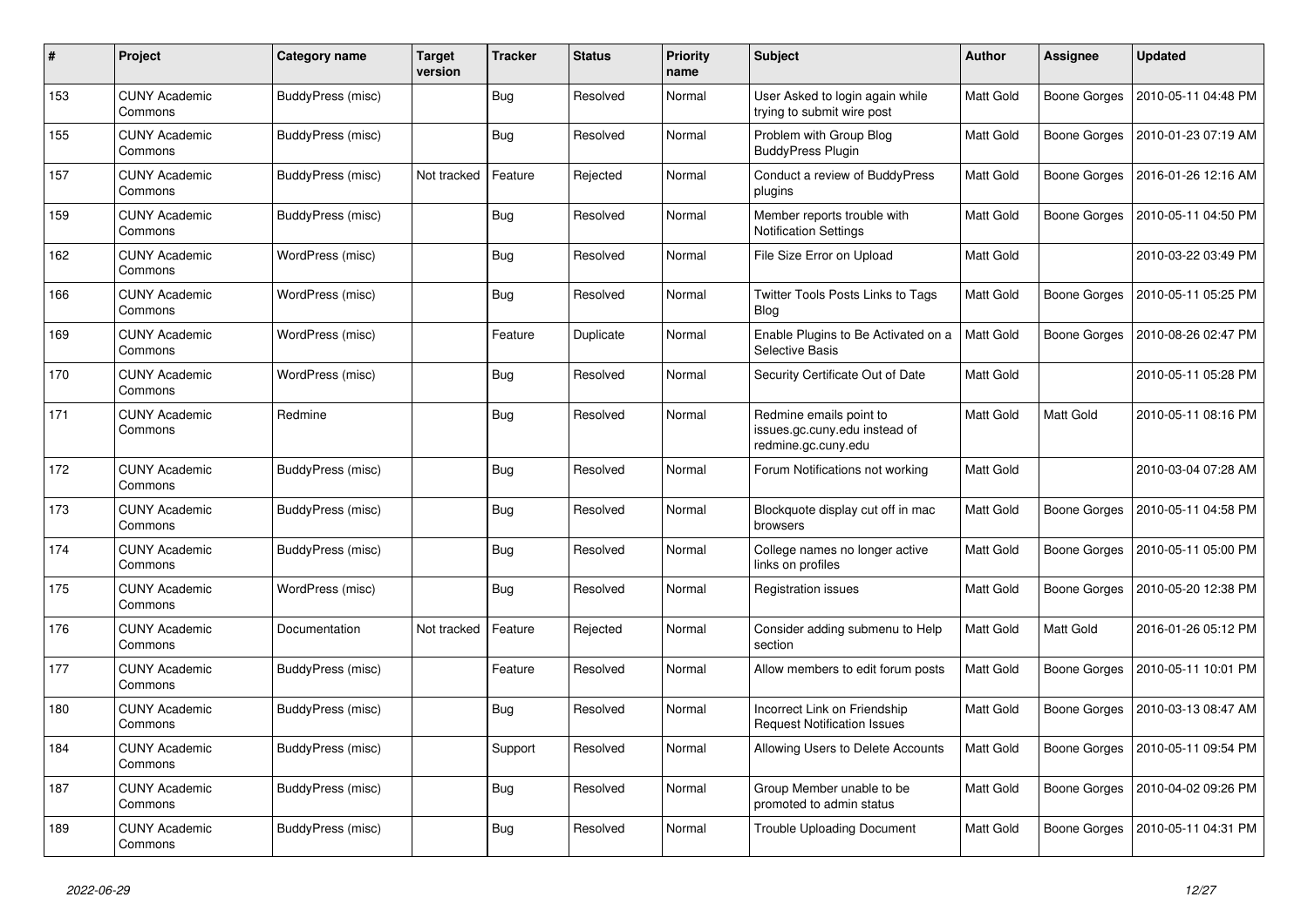| # | Project | Category name | Target version | Tracker | Status | Priority name | Subject | Author | Assignee | Updated |
|---|---|---|---|---|---|---|---|---|---|---|
| 153 | CUNY Academic Commons | BuddyPress (misc) | | Bug | Resolved | Normal | User Asked to login again while trying to submit wire post | Matt Gold | Boone Gorges | 2010-05-11 04:48 PM |
| 155 | CUNY Academic Commons | BuddyPress (misc) | | Bug | Resolved | Normal | Problem with Group Blog BuddyPress Plugin | Matt Gold | Boone Gorges | 2010-01-23 07:19 AM |
| 157 | CUNY Academic Commons | BuddyPress (misc) | Not tracked | Feature | Rejected | Normal | Conduct a review of BuddyPress plugins | Matt Gold | Boone Gorges | 2016-01-26 12:16 AM |
| 159 | CUNY Academic Commons | BuddyPress (misc) | | Bug | Resolved | Normal | Member reports trouble with Notification Settings | Matt Gold | Boone Gorges | 2010-05-11 04:50 PM |
| 162 | CUNY Academic Commons | WordPress (misc) | | Bug | Resolved | Normal | File Size Error on Upload | Matt Gold | | 2010-03-22 03:49 PM |
| 166 | CUNY Academic Commons | WordPress (misc) | | Bug | Resolved | Normal | Twitter Tools Posts Links to Tags Blog | Matt Gold | Boone Gorges | 2010-05-11 05:25 PM |
| 169 | CUNY Academic Commons | WordPress (misc) | | Feature | Duplicate | Normal | Enable Plugins to Be Activated on a Selective Basis | Matt Gold | Boone Gorges | 2010-08-26 02:47 PM |
| 170 | CUNY Academic Commons | WordPress (misc) | | Bug | Resolved | Normal | Security Certificate Out of Date | Matt Gold | | 2010-05-11 05:28 PM |
| 171 | CUNY Academic Commons | Redmine | | Bug | Resolved | Normal | Redmine emails point to issues.gc.cuny.edu instead of redmine.gc.cuny.edu | Matt Gold | Matt Gold | 2010-05-11 08:16 PM |
| 172 | CUNY Academic Commons | BuddyPress (misc) | | Bug | Resolved | Normal | Forum Notifications not working | Matt Gold | | 2010-03-04 07:28 AM |
| 173 | CUNY Academic Commons | BuddyPress (misc) | | Bug | Resolved | Normal | Blockquote display cut off in mac browsers | Matt Gold | Boone Gorges | 2010-05-11 04:58 PM |
| 174 | CUNY Academic Commons | BuddyPress (misc) | | Bug | Resolved | Normal | College names no longer active links on profiles | Matt Gold | Boone Gorges | 2010-05-11 05:00 PM |
| 175 | CUNY Academic Commons | WordPress (misc) | | Bug | Resolved | Normal | Registration issues | Matt Gold | Boone Gorges | 2010-05-20 12:38 PM |
| 176 | CUNY Academic Commons | Documentation | Not tracked | Feature | Rejected | Normal | Consider adding submenu to Help section | Matt Gold | Matt Gold | 2016-01-26 05:12 PM |
| 177 | CUNY Academic Commons | BuddyPress (misc) | | Feature | Resolved | Normal | Allow members to edit forum posts | Matt Gold | Boone Gorges | 2010-05-11 10:01 PM |
| 180 | CUNY Academic Commons | BuddyPress (misc) | | Bug | Resolved | Normal | Incorrect Link on Friendship Request Notification Issues | Matt Gold | Boone Gorges | 2010-03-13 08:47 AM |
| 184 | CUNY Academic Commons | BuddyPress (misc) | | Support | Resolved | Normal | Allowing Users to Delete Accounts | Matt Gold | Boone Gorges | 2010-05-11 09:54 PM |
| 187 | CUNY Academic Commons | BuddyPress (misc) | | Bug | Resolved | Normal | Group Member unable to be promoted to admin status | Matt Gold | Boone Gorges | 2010-04-02 09:26 PM |
| 189 | CUNY Academic Commons | BuddyPress (misc) | | Bug | Resolved | Normal | Trouble Uploading Document | Matt Gold | Boone Gorges | 2010-05-11 04:31 PM |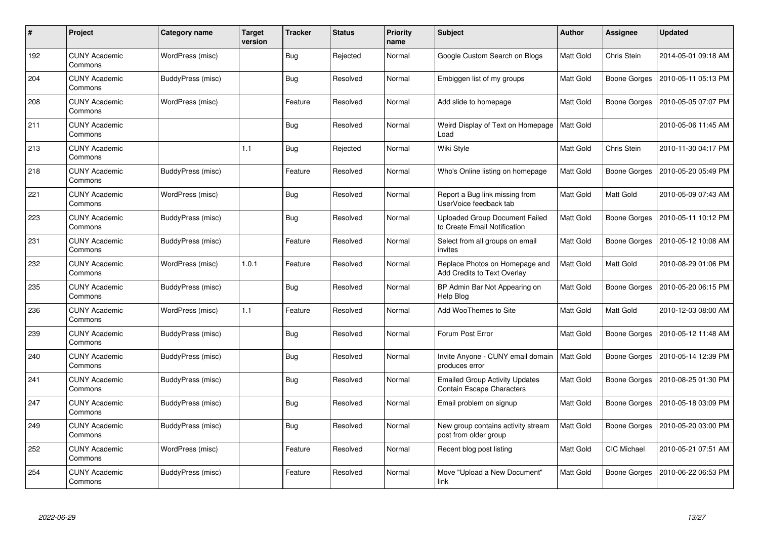| # | Project | Category name | Target version | Tracker | Status | Priority name | Subject | Author | Assignee | Updated |
|---|---|---|---|---|---|---|---|---|---|---|
| 192 | CUNY Academic Commons | WordPress (misc) | | Bug | Rejected | Normal | Google Custom Search on Blogs | Matt Gold | Chris Stein | 2014-05-01 09:18 AM |
| 204 | CUNY Academic Commons | BuddyPress (misc) | | Bug | Resolved | Normal | Embiggen list of my groups | Matt Gold | Boone Gorges | 2010-05-11 05:13 PM |
| 208 | CUNY Academic Commons | WordPress (misc) | | Feature | Resolved | Normal | Add slide to homepage | Matt Gold | Boone Gorges | 2010-05-05 07:07 PM |
| 211 | CUNY Academic Commons | | | Bug | Resolved | Normal | Weird Display of Text on Homepage Load | Matt Gold | | 2010-05-06 11:45 AM |
| 213 | CUNY Academic Commons | | 1.1 | Bug | Rejected | Normal | Wiki Style | Matt Gold | Chris Stein | 2010-11-30 04:17 PM |
| 218 | CUNY Academic Commons | BuddyPress (misc) | | Feature | Resolved | Normal | Who's Online listing on homepage | Matt Gold | Boone Gorges | 2010-05-20 05:49 PM |
| 221 | CUNY Academic Commons | WordPress (misc) | | Bug | Resolved | Normal | Report a Bug link missing from UserVoice feedback tab | Matt Gold | Matt Gold | 2010-05-09 07:43 AM |
| 223 | CUNY Academic Commons | BuddyPress (misc) | | Bug | Resolved | Normal | Uploaded Group Document Failed to Create Email Notification | Matt Gold | Boone Gorges | 2010-05-11 10:12 PM |
| 231 | CUNY Academic Commons | BuddyPress (misc) | | Feature | Resolved | Normal | Select from all groups on email invites | Matt Gold | Boone Gorges | 2010-05-12 10:08 AM |
| 232 | CUNY Academic Commons | WordPress (misc) | 1.0.1 | Feature | Resolved | Normal | Replace Photos on Homepage and Add Credits to Text Overlay | Matt Gold | Matt Gold | 2010-08-29 01:06 PM |
| 235 | CUNY Academic Commons | BuddyPress (misc) | | Bug | Resolved | Normal | BP Admin Bar Not Appearing on Help Blog | Matt Gold | Boone Gorges | 2010-05-20 06:15 PM |
| 236 | CUNY Academic Commons | WordPress (misc) | 1.1 | Feature | Resolved | Normal | Add WooThemes to Site | Matt Gold | Matt Gold | 2010-12-03 08:00 AM |
| 239 | CUNY Academic Commons | BuddyPress (misc) | | Bug | Resolved | Normal | Forum Post Error | Matt Gold | Boone Gorges | 2010-05-12 11:48 AM |
| 240 | CUNY Academic Commons | BuddyPress (misc) | | Bug | Resolved | Normal | Invite Anyone - CUNY email domain produces error | Matt Gold | Boone Gorges | 2010-05-14 12:39 PM |
| 241 | CUNY Academic Commons | BuddyPress (misc) | | Bug | Resolved | Normal | Emailed Group Activity Updates Contain Escape Characters | Matt Gold | Boone Gorges | 2010-08-25 01:30 PM |
| 247 | CUNY Academic Commons | BuddyPress (misc) | | Bug | Resolved | Normal | Email problem on signup | Matt Gold | Boone Gorges | 2010-05-18 03:09 PM |
| 249 | CUNY Academic Commons | BuddyPress (misc) | | Bug | Resolved | Normal | New group contains activity stream post from older group | Matt Gold | Boone Gorges | 2010-05-20 03:00 PM |
| 252 | CUNY Academic Commons | WordPress (misc) | | Feature | Resolved | Normal | Recent blog post listing | Matt Gold | CIC Michael | 2010-05-21 07:51 AM |
| 254 | CUNY Academic Commons | BuddyPress (misc) | | Feature | Resolved | Normal | Move "Upload a New Document" link | Matt Gold | Boone Gorges | 2010-06-22 06:53 PM |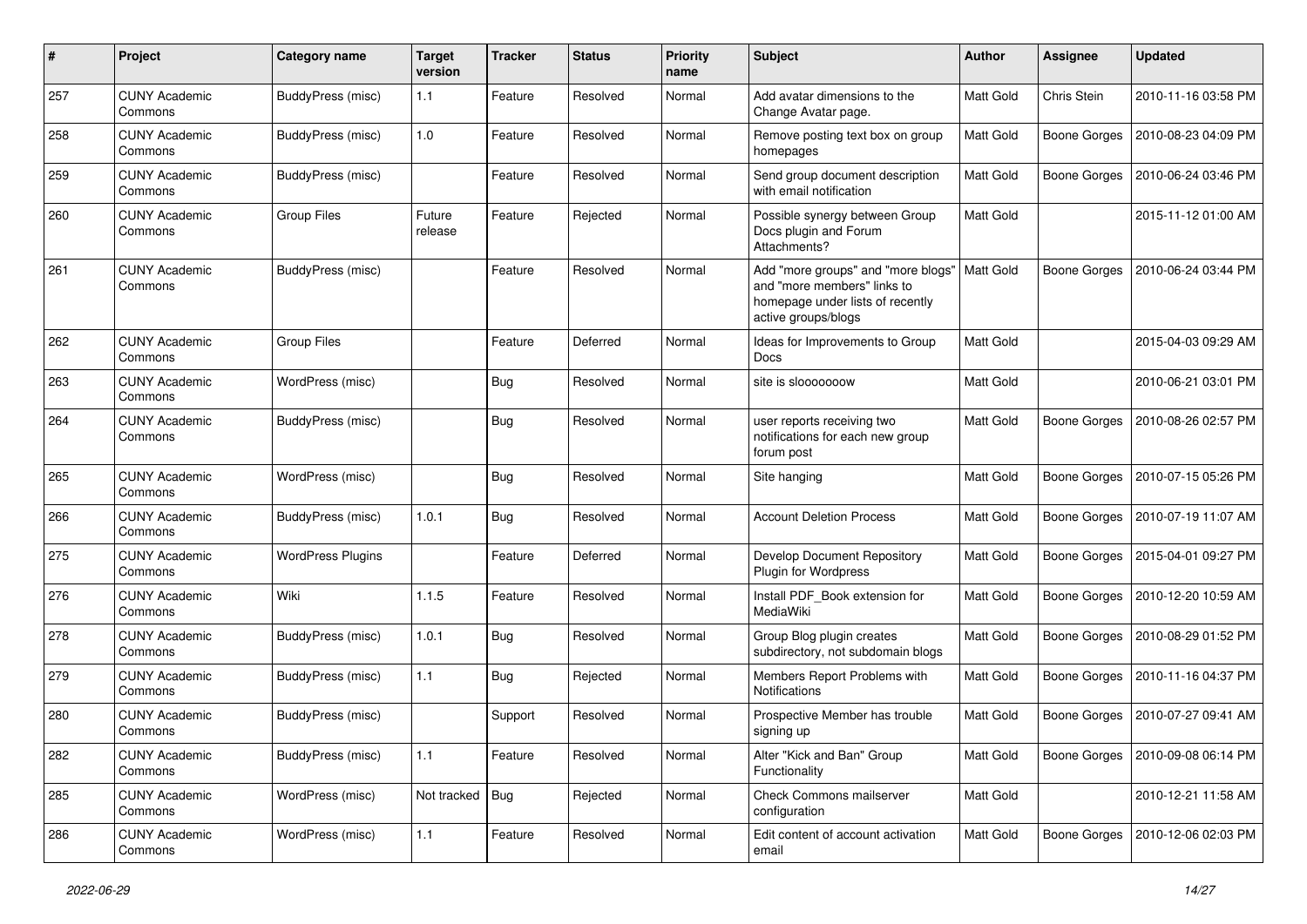| # | Project | Category name | Target version | Tracker | Status | Priority name | Subject | Author | Assignee | Updated |
|---|---|---|---|---|---|---|---|---|---|---|
| 257 | CUNY Academic Commons | BuddyPress (misc) | 1.1 | Feature | Resolved | Normal | Add avatar dimensions to the Change Avatar page. | Matt Gold | Chris Stein | 2010-11-16 03:58 PM |
| 258 | CUNY Academic Commons | BuddyPress (misc) | 1.0 | Feature | Resolved | Normal | Remove posting text box on group homepages | Matt Gold | Boone Gorges | 2010-08-23 04:09 PM |
| 259 | CUNY Academic Commons | BuddyPress (misc) | | Feature | Resolved | Normal | Send group document description with email notification | Matt Gold | Boone Gorges | 2010-06-24 03:46 PM |
| 260 | CUNY Academic Commons | Group Files | Future release | Feature | Rejected | Normal | Possible synergy between Group Docs plugin and Forum Attachments? | Matt Gold | | 2015-11-12 01:00 AM |
| 261 | CUNY Academic Commons | BuddyPress (misc) | | Feature | Resolved | Normal | Add "more groups" and "more blogs" and "more members" links to homepage under lists of recently active groups/blogs | Matt Gold | Boone Gorges | 2010-06-24 03:44 PM |
| 262 | CUNY Academic Commons | Group Files | | Feature | Deferred | Normal | Ideas for Improvements to Group Docs | Matt Gold | | 2015-04-03 09:29 AM |
| 263 | CUNY Academic Commons | WordPress (misc) | | Bug | Resolved | Normal | site is slooooooow | Matt Gold | | 2010-06-21 03:01 PM |
| 264 | CUNY Academic Commons | BuddyPress (misc) | | Bug | Resolved | Normal | user reports receiving two notifications for each new group forum post | Matt Gold | Boone Gorges | 2010-08-26 02:57 PM |
| 265 | CUNY Academic Commons | WordPress (misc) | | Bug | Resolved | Normal | Site hanging | Matt Gold | Boone Gorges | 2010-07-15 05:26 PM |
| 266 | CUNY Academic Commons | BuddyPress (misc) | 1.0.1 | Bug | Resolved | Normal | Account Deletion Process | Matt Gold | Boone Gorges | 2010-07-19 11:07 AM |
| 275 | CUNY Academic Commons | WordPress Plugins | | Feature | Deferred | Normal | Develop Document Repository Plugin for Wordpress | Matt Gold | Boone Gorges | 2015-04-01 09:27 PM |
| 276 | CUNY Academic Commons | Wiki | 1.1.5 | Feature | Resolved | Normal | Install PDF_Book extension for MediaWiki | Matt Gold | Boone Gorges | 2010-12-20 10:59 AM |
| 278 | CUNY Academic Commons | BuddyPress (misc) | 1.0.1 | Bug | Resolved | Normal | Group Blog plugin creates subdirectory, not subdomain blogs | Matt Gold | Boone Gorges | 2010-08-29 01:52 PM |
| 279 | CUNY Academic Commons | BuddyPress (misc) | 1.1 | Bug | Rejected | Normal | Members Report Problems with Notifications | Matt Gold | Boone Gorges | 2010-11-16 04:37 PM |
| 280 | CUNY Academic Commons | BuddyPress (misc) | | Support | Resolved | Normal | Prospective Member has trouble signing up | Matt Gold | Boone Gorges | 2010-07-27 09:41 AM |
| 282 | CUNY Academic Commons | BuddyPress (misc) | 1.1 | Feature | Resolved | Normal | Alter "Kick and Ban" Group Functionality | Matt Gold | Boone Gorges | 2010-09-08 06:14 PM |
| 285 | CUNY Academic Commons | WordPress (misc) | Not tracked | Bug | Rejected | Normal | Check Commons mailserver configuration | Matt Gold | | 2010-12-21 11:58 AM |
| 286 | CUNY Academic Commons | WordPress (misc) | 1.1 | Feature | Resolved | Normal | Edit content of account activation email | Matt Gold | Boone Gorges | 2010-12-06 02:03 PM |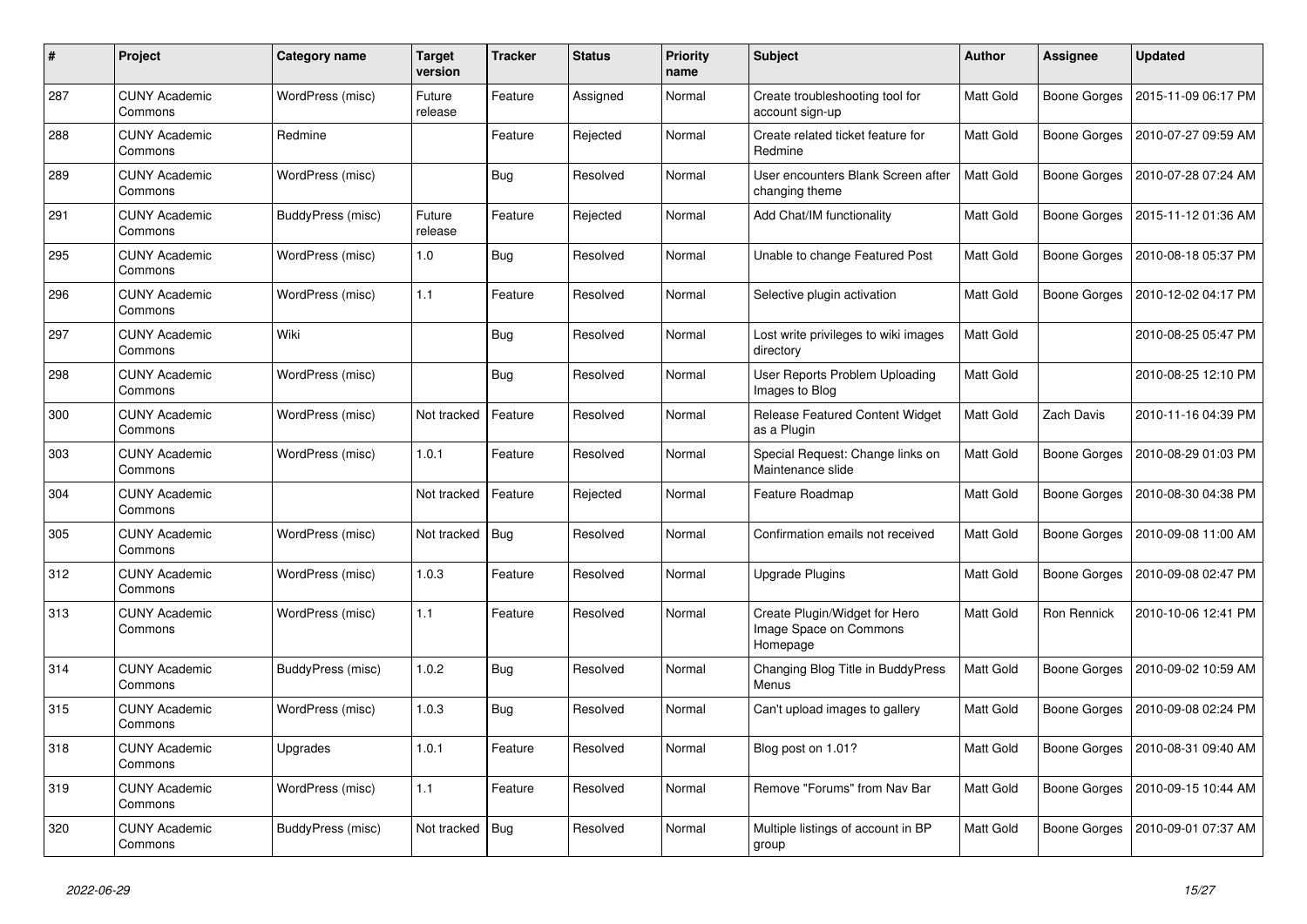| # | Project | Category name | Target version | Tracker | Status | Priority name | Subject | Author | Assignee | Updated |
|---|---|---|---|---|---|---|---|---|---|---|
| 287 | CUNY Academic Commons | WordPress (misc) | Future release | Feature | Assigned | Normal | Create troubleshooting tool for account sign-up | Matt Gold | Boone Gorges | 2015-11-09 06:17 PM |
| 288 | CUNY Academic Commons | Redmine | | Feature | Rejected | Normal | Create related ticket feature for Redmine | Matt Gold | Boone Gorges | 2010-07-27 09:59 AM |
| 289 | CUNY Academic Commons | WordPress (misc) | | Bug | Resolved | Normal | User encounters Blank Screen after changing theme | Matt Gold | Boone Gorges | 2010-07-28 07:24 AM |
| 291 | CUNY Academic Commons | BuddyPress (misc) | Future release | Feature | Rejected | Normal | Add Chat/IM functionality | Matt Gold | Boone Gorges | 2015-11-12 01:36 AM |
| 295 | CUNY Academic Commons | WordPress (misc) | 1.0 | Bug | Resolved | Normal | Unable to change Featured Post | Matt Gold | Boone Gorges | 2010-08-18 05:37 PM |
| 296 | CUNY Academic Commons | WordPress (misc) | 1.1 | Feature | Resolved | Normal | Selective plugin activation | Matt Gold | Boone Gorges | 2010-12-02 04:17 PM |
| 297 | CUNY Academic Commons | Wiki | | Bug | Resolved | Normal | Lost write privileges to wiki images directory | Matt Gold | | 2010-08-25 05:47 PM |
| 298 | CUNY Academic Commons | WordPress (misc) | | Bug | Resolved | Normal | User Reports Problem Uploading Images to Blog | Matt Gold | | 2010-08-25 12:10 PM |
| 300 | CUNY Academic Commons | WordPress (misc) | Not tracked | Feature | Resolved | Normal | Release Featured Content Widget as a Plugin | Matt Gold | Zach Davis | 2010-11-16 04:39 PM |
| 303 | CUNY Academic Commons | WordPress (misc) | 1.0.1 | Feature | Resolved | Normal | Special Request: Change links on Maintenance slide | Matt Gold | Boone Gorges | 2010-08-29 01:03 PM |
| 304 | CUNY Academic Commons | | Not tracked | Feature | Rejected | Normal | Feature Roadmap | Matt Gold | Boone Gorges | 2010-08-30 04:38 PM |
| 305 | CUNY Academic Commons | WordPress (misc) | Not tracked | Bug | Resolved | Normal | Confirmation emails not received | Matt Gold | Boone Gorges | 2010-09-08 11:00 AM |
| 312 | CUNY Academic Commons | WordPress (misc) | 1.0.3 | Feature | Resolved | Normal | Upgrade Plugins | Matt Gold | Boone Gorges | 2010-09-08 02:47 PM |
| 313 | CUNY Academic Commons | WordPress (misc) | 1.1 | Feature | Resolved | Normal | Create Plugin/Widget for Hero Image Space on Commons Homepage | Matt Gold | Ron Rennick | 2010-10-06 12:41 PM |
| 314 | CUNY Academic Commons | BuddyPress (misc) | 1.0.2 | Bug | Resolved | Normal | Changing Blog Title in BuddyPress Menus | Matt Gold | Boone Gorges | 2010-09-02 10:59 AM |
| 315 | CUNY Academic Commons | WordPress (misc) | 1.0.3 | Bug | Resolved | Normal | Can't upload images to gallery | Matt Gold | Boone Gorges | 2010-09-08 02:24 PM |
| 318 | CUNY Academic Commons | Upgrades | 1.0.1 | Feature | Resolved | Normal | Blog post on 1.01? | Matt Gold | Boone Gorges | 2010-08-31 09:40 AM |
| 319 | CUNY Academic Commons | WordPress (misc) | 1.1 | Feature | Resolved | Normal | Remove "Forums" from Nav Bar | Matt Gold | Boone Gorges | 2010-09-15 10:44 AM |
| 320 | CUNY Academic Commons | BuddyPress (misc) | Not tracked | Bug | Resolved | Normal | Multiple listings of account in BP group | Matt Gold | Boone Gorges | 2010-09-01 07:37 AM |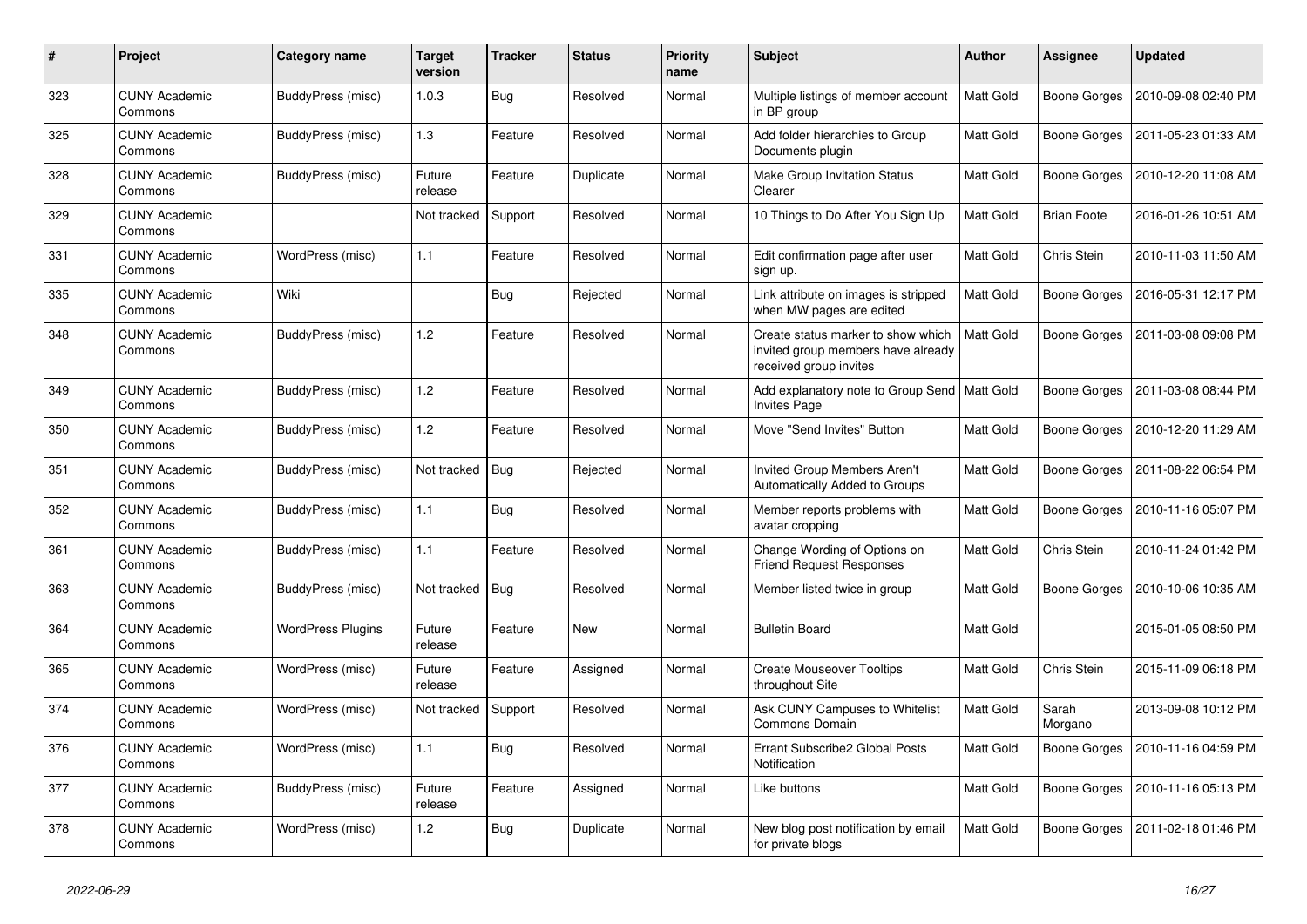| # | Project | Category name | Target version | Tracker | Status | Priority name | Subject | Author | Assignee | Updated |
|---|---|---|---|---|---|---|---|---|---|---|
| 323 | CUNY Academic Commons | BuddyPress (misc) | 1.0.3 | Bug | Resolved | Normal | Multiple listings of member account in BP group | Matt Gold | Boone Gorges | 2010-09-08 02:40 PM |
| 325 | CUNY Academic Commons | BuddyPress (misc) | 1.3 | Feature | Resolved | Normal | Add folder hierarchies to Group Documents plugin | Matt Gold | Boone Gorges | 2011-05-23 01:33 AM |
| 328 | CUNY Academic Commons | BuddyPress (misc) | Future release | Feature | Duplicate | Normal | Make Group Invitation Status Clearer | Matt Gold | Boone Gorges | 2010-12-20 11:08 AM |
| 329 | CUNY Academic Commons | | Not tracked | Support | Resolved | Normal | 10 Things to Do After You Sign Up | Matt Gold | Brian Foote | 2016-01-26 10:51 AM |
| 331 | CUNY Academic Commons | WordPress (misc) | 1.1 | Feature | Resolved | Normal | Edit confirmation page after user sign up. | Matt Gold | Chris Stein | 2010-11-03 11:50 AM |
| 335 | CUNY Academic Commons | Wiki | | Bug | Rejected | Normal | Link attribute on images is stripped when MW pages are edited | Matt Gold | Boone Gorges | 2016-05-31 12:17 PM |
| 348 | CUNY Academic Commons | BuddyPress (misc) | 1.2 | Feature | Resolved | Normal | Create status marker to show which invited group members have already received group invites | Matt Gold | Boone Gorges | 2011-03-08 09:08 PM |
| 349 | CUNY Academic Commons | BuddyPress (misc) | 1.2 | Feature | Resolved | Normal | Add explanatory note to Group Send Invites Page | Matt Gold | Boone Gorges | 2011-03-08 08:44 PM |
| 350 | CUNY Academic Commons | BuddyPress (misc) | 1.2 | Feature | Resolved | Normal | Move "Send Invites" Button | Matt Gold | Boone Gorges | 2010-12-20 11:29 AM |
| 351 | CUNY Academic Commons | BuddyPress (misc) | Not tracked | Bug | Rejected | Normal | Invited Group Members Aren't Automatically Added to Groups | Matt Gold | Boone Gorges | 2011-08-22 06:54 PM |
| 352 | CUNY Academic Commons | BuddyPress (misc) | 1.1 | Bug | Resolved | Normal | Member reports problems with avatar cropping | Matt Gold | Boone Gorges | 2010-11-16 05:07 PM |
| 361 | CUNY Academic Commons | BuddyPress (misc) | 1.1 | Feature | Resolved | Normal | Change Wording of Options on Friend Request Responses | Matt Gold | Chris Stein | 2010-11-24 01:42 PM |
| 363 | CUNY Academic Commons | BuddyPress (misc) | Not tracked | Bug | Resolved | Normal | Member listed twice in group | Matt Gold | Boone Gorges | 2010-10-06 10:35 AM |
| 364 | CUNY Academic Commons | WordPress Plugins | Future release | Feature | New | Normal | Bulletin Board | Matt Gold | | 2015-01-05 08:50 PM |
| 365 | CUNY Academic Commons | WordPress (misc) | Future release | Feature | Assigned | Normal | Create Mouseover Tooltips throughout Site | Matt Gold | Chris Stein | 2015-11-09 06:18 PM |
| 374 | CUNY Academic Commons | WordPress (misc) | Not tracked | Support | Resolved | Normal | Ask CUNY Campuses to Whitelist Commons Domain | Matt Gold | Sarah Morgano | 2013-09-08 10:12 PM |
| 376 | CUNY Academic Commons | WordPress (misc) | 1.1 | Bug | Resolved | Normal | Errant Subscribe2 Global Posts Notification | Matt Gold | Boone Gorges | 2010-11-16 04:59 PM |
| 377 | CUNY Academic Commons | BuddyPress (misc) | Future release | Feature | Assigned | Normal | Like buttons | Matt Gold | Boone Gorges | 2010-11-16 05:13 PM |
| 378 | CUNY Academic Commons | WordPress (misc) | 1.2 | Bug | Duplicate | Normal | New blog post notification by email for private blogs | Matt Gold | Boone Gorges | 2011-02-18 01:46 PM |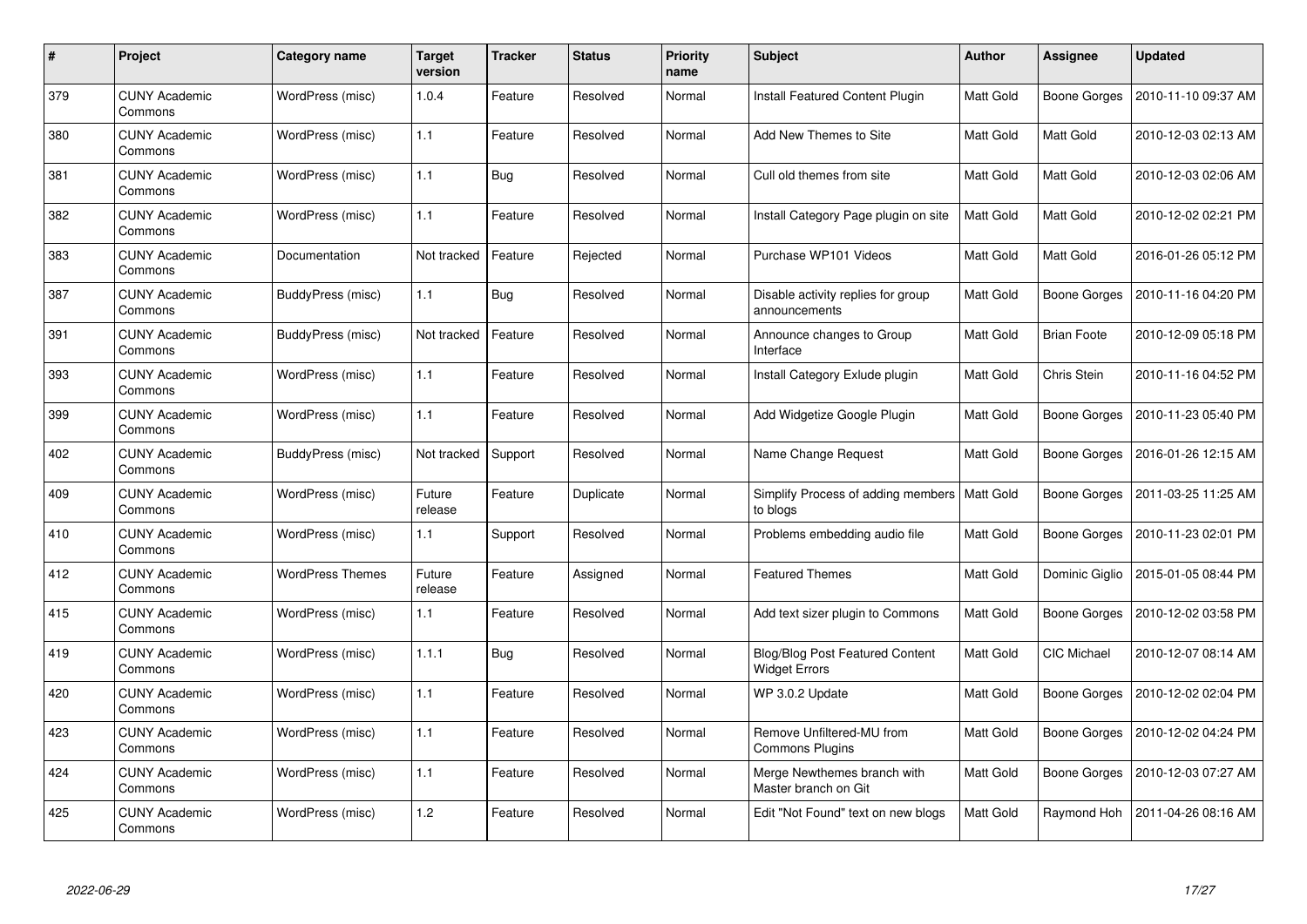| # | Project | Category name | Target version | Tracker | Status | Priority name | Subject | Author | Assignee | Updated |
|---|---|---|---|---|---|---|---|---|---|---|
| 379 | CUNY Academic Commons | WordPress (misc) | 1.0.4 | Feature | Resolved | Normal | Install Featured Content Plugin | Matt Gold | Boone Gorges | 2010-11-10 09:37 AM |
| 380 | CUNY Academic Commons | WordPress (misc) | 1.1 | Feature | Resolved | Normal | Add New Themes to Site | Matt Gold | Matt Gold | 2010-12-03 02:13 AM |
| 381 | CUNY Academic Commons | WordPress (misc) | 1.1 | Bug | Resolved | Normal | Cull old themes from site | Matt Gold | Matt Gold | 2010-12-03 02:06 AM |
| 382 | CUNY Academic Commons | WordPress (misc) | 1.1 | Feature | Resolved | Normal | Install Category Page plugin on site | Matt Gold | Matt Gold | 2010-12-02 02:21 PM |
| 383 | CUNY Academic Commons | Documentation | Not tracked | Feature | Rejected | Normal | Purchase WP101 Videos | Matt Gold | Matt Gold | 2016-01-26 05:12 PM |
| 387 | CUNY Academic Commons | BuddyPress (misc) | 1.1 | Bug | Resolved | Normal | Disable activity replies for group announcements | Matt Gold | Boone Gorges | 2010-11-16 04:20 PM |
| 391 | CUNY Academic Commons | BuddyPress (misc) | Not tracked | Feature | Resolved | Normal | Announce changes to Group Interface | Matt Gold | Brian Foote | 2010-12-09 05:18 PM |
| 393 | CUNY Academic Commons | WordPress (misc) | 1.1 | Feature | Resolved | Normal | Install Category Exlude plugin | Matt Gold | Chris Stein | 2010-11-16 04:52 PM |
| 399 | CUNY Academic Commons | WordPress (misc) | 1.1 | Feature | Resolved | Normal | Add Widgetize Google Plugin | Matt Gold | Boone Gorges | 2010-11-23 05:40 PM |
| 402 | CUNY Academic Commons | BuddyPress (misc) | Not tracked | Support | Resolved | Normal | Name Change Request | Matt Gold | Boone Gorges | 2016-01-26 12:15 AM |
| 409 | CUNY Academic Commons | WordPress (misc) | Future release | Feature | Duplicate | Normal | Simplify Process of adding members to blogs | Matt Gold | Boone Gorges | 2011-03-25 11:25 AM |
| 410 | CUNY Academic Commons | WordPress (misc) | 1.1 | Support | Resolved | Normal | Problems embedding audio file | Matt Gold | Boone Gorges | 2010-11-23 02:01 PM |
| 412 | CUNY Academic Commons | WordPress Themes | Future release | Feature | Assigned | Normal | Featured Themes | Matt Gold | Dominic Giglio | 2015-01-05 08:44 PM |
| 415 | CUNY Academic Commons | WordPress (misc) | 1.1 | Feature | Resolved | Normal | Add text sizer plugin to Commons | Matt Gold | Boone Gorges | 2010-12-02 03:58 PM |
| 419 | CUNY Academic Commons | WordPress (misc) | 1.1.1 | Bug | Resolved | Normal | Blog/Blog Post Featured Content Widget Errors | Matt Gold | CIC Michael | 2010-12-07 08:14 AM |
| 420 | CUNY Academic Commons | WordPress (misc) | 1.1 | Feature | Resolved | Normal | WP 3.0.2 Update | Matt Gold | Boone Gorges | 2010-12-02 02:04 PM |
| 423 | CUNY Academic Commons | WordPress (misc) | 1.1 | Feature | Resolved | Normal | Remove Unfiltered-MU from Commons Plugins | Matt Gold | Boone Gorges | 2010-12-02 04:24 PM |
| 424 | CUNY Academic Commons | WordPress (misc) | 1.1 | Feature | Resolved | Normal | Merge Newthemes branch with Master branch on Git | Matt Gold | Boone Gorges | 2010-12-03 07:27 AM |
| 425 | CUNY Academic Commons | WordPress (misc) | 1.2 | Feature | Resolved | Normal | Edit "Not Found" text on new blogs | Matt Gold | Raymond Hoh | 2011-04-26 08:16 AM |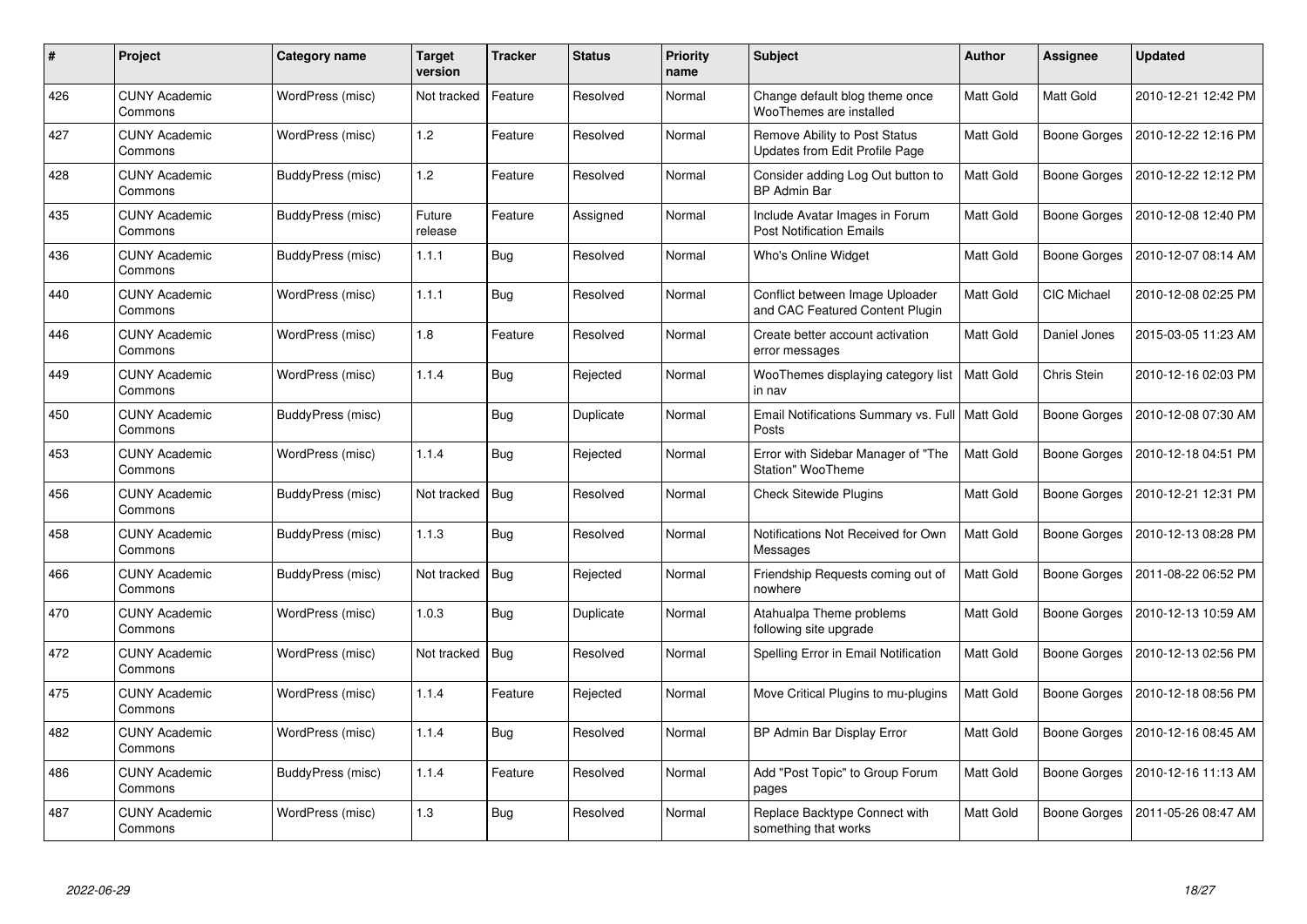| # | Project | Category name | Target version | Tracker | Status | Priority name | Subject | Author | Assignee | Updated |
|---|---|---|---|---|---|---|---|---|---|---|
| 426 | CUNY Academic Commons | WordPress (misc) | Not tracked | Feature | Resolved | Normal | Change default blog theme once WooThemes are installed | Matt Gold | Matt Gold | 2010-12-21 12:42 PM |
| 427 | CUNY Academic Commons | WordPress (misc) | 1.2 | Feature | Resolved | Normal | Remove Ability to Post Status Updates from Edit Profile Page | Matt Gold | Boone Gorges | 2010-12-22 12:16 PM |
| 428 | CUNY Academic Commons | BuddyPress (misc) | 1.2 | Feature | Resolved | Normal | Consider adding Log Out button to BP Admin Bar | Matt Gold | Boone Gorges | 2010-12-22 12:12 PM |
| 435 | CUNY Academic Commons | BuddyPress (misc) | Future release | Feature | Assigned | Normal | Include Avatar Images in Forum Post Notification Emails | Matt Gold | Boone Gorges | 2010-12-08 12:40 PM |
| 436 | CUNY Academic Commons | BuddyPress (misc) | 1.1.1 | Bug | Resolved | Normal | Who's Online Widget | Matt Gold | Boone Gorges | 2010-12-07 08:14 AM |
| 440 | CUNY Academic Commons | WordPress (misc) | 1.1.1 | Bug | Resolved | Normal | Conflict between Image Uploader and CAC Featured Content Plugin | Matt Gold | CIC Michael | 2010-12-08 02:25 PM |
| 446 | CUNY Academic Commons | WordPress (misc) | 1.8 | Feature | Resolved | Normal | Create better account activation error messages | Matt Gold | Daniel Jones | 2015-03-05 11:23 AM |
| 449 | CUNY Academic Commons | WordPress (misc) | 1.1.4 | Bug | Rejected | Normal | WooThemes displaying category list in nav | Matt Gold | Chris Stein | 2010-12-16 02:03 PM |
| 450 | CUNY Academic Commons | BuddyPress (misc) | | Bug | Duplicate | Normal | Email Notifications Summary vs. Full Posts | Matt Gold | Boone Gorges | 2010-12-08 07:30 AM |
| 453 | CUNY Academic Commons | WordPress (misc) | 1.1.4 | Bug | Rejected | Normal | Error with Sidebar Manager of "The Station" WooTheme | Matt Gold | Boone Gorges | 2010-12-18 04:51 PM |
| 456 | CUNY Academic Commons | BuddyPress (misc) | Not tracked | Bug | Resolved | Normal | Check Sitewide Plugins | Matt Gold | Boone Gorges | 2010-12-21 12:31 PM |
| 458 | CUNY Academic Commons | BuddyPress (misc) | 1.1.3 | Bug | Resolved | Normal | Notifications Not Received for Own Messages | Matt Gold | Boone Gorges | 2010-12-13 08:28 PM |
| 466 | CUNY Academic Commons | BuddyPress (misc) | Not tracked | Bug | Rejected | Normal | Friendship Requests coming out of nowhere | Matt Gold | Boone Gorges | 2011-08-22 06:52 PM |
| 470 | CUNY Academic Commons | WordPress (misc) | 1.0.3 | Bug | Duplicate | Normal | Atahualpa Theme problems following site upgrade | Matt Gold | Boone Gorges | 2010-12-13 10:59 AM |
| 472 | CUNY Academic Commons | WordPress (misc) | Not tracked | Bug | Resolved | Normal | Spelling Error in Email Notification | Matt Gold | Boone Gorges | 2010-12-13 02:56 PM |
| 475 | CUNY Academic Commons | WordPress (misc) | 1.1.4 | Feature | Rejected | Normal | Move Critical Plugins to mu-plugins | Matt Gold | Boone Gorges | 2010-12-18 08:56 PM |
| 482 | CUNY Academic Commons | WordPress (misc) | 1.1.4 | Bug | Resolved | Normal | BP Admin Bar Display Error | Matt Gold | Boone Gorges | 2010-12-16 08:45 AM |
| 486 | CUNY Academic Commons | BuddyPress (misc) | 1.1.4 | Feature | Resolved | Normal | Add "Post Topic" to Group Forum pages | Matt Gold | Boone Gorges | 2010-12-16 11:13 AM |
| 487 | CUNY Academic Commons | WordPress (misc) | 1.3 | Bug | Resolved | Normal | Replace Backtype Connect with something that works | Matt Gold | Boone Gorges | 2011-05-26 08:47 AM |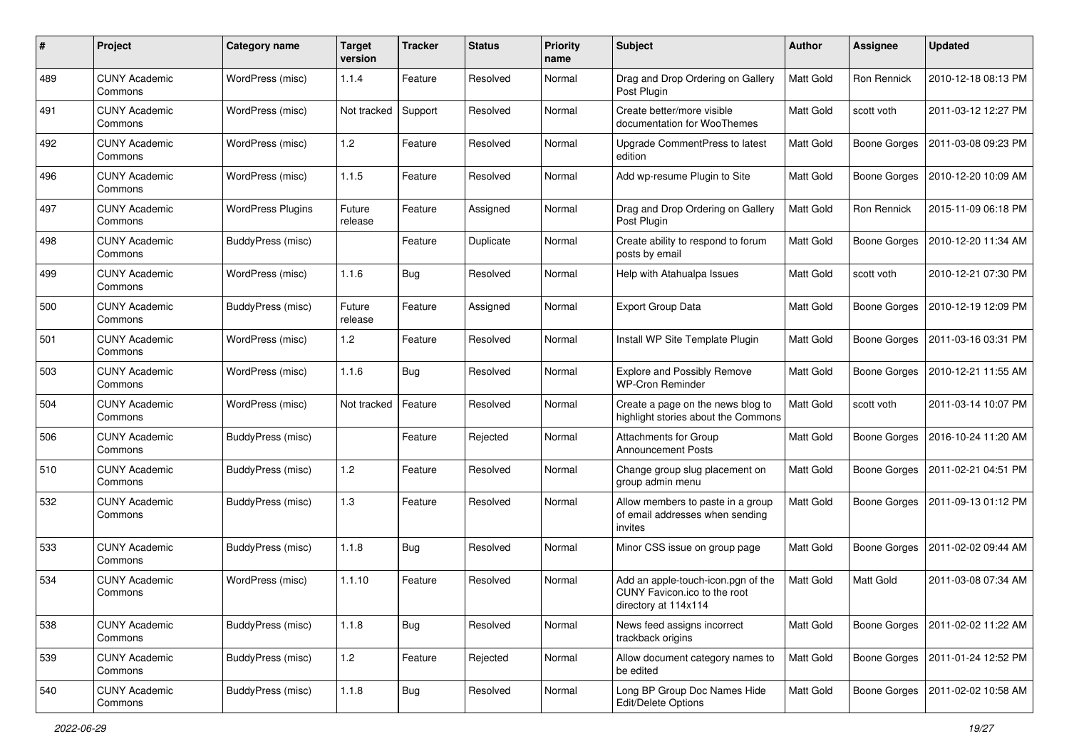| # | Project | Category name | Target version | Tracker | Status | Priority name | Subject | Author | Assignee | Updated |
|---|---|---|---|---|---|---|---|---|---|---|
| 489 | CUNY Academic Commons | WordPress (misc) | 1.1.4 | Feature | Resolved | Normal | Drag and Drop Ordering on Gallery Post Plugin | Matt Gold | Ron Rennick | 2010-12-18 08:13 PM |
| 491 | CUNY Academic Commons | WordPress (misc) | Not tracked | Support | Resolved | Normal | Create better/more visible documentation for WooThemes | Matt Gold | scott voth | 2011-03-12 12:27 PM |
| 492 | CUNY Academic Commons | WordPress (misc) | 1.2 | Feature | Resolved | Normal | Upgrade CommentPress to latest edition | Matt Gold | Boone Gorges | 2011-03-08 09:23 PM |
| 496 | CUNY Academic Commons | WordPress (misc) | 1.1.5 | Feature | Resolved | Normal | Add wp-resume Plugin to Site | Matt Gold | Boone Gorges | 2010-12-20 10:09 AM |
| 497 | CUNY Academic Commons | WordPress Plugins | Future release | Feature | Assigned | Normal | Drag and Drop Ordering on Gallery Post Plugin | Matt Gold | Ron Rennick | 2015-11-09 06:18 PM |
| 498 | CUNY Academic Commons | BuddyPress (misc) | | Feature | Duplicate | Normal | Create ability to respond to forum posts by email | Matt Gold | Boone Gorges | 2010-12-20 11:34 AM |
| 499 | CUNY Academic Commons | WordPress (misc) | 1.1.6 | Bug | Resolved | Normal | Help with Atahualpa Issues | Matt Gold | scott voth | 2010-12-21 07:30 PM |
| 500 | CUNY Academic Commons | BuddyPress (misc) | Future release | Feature | Assigned | Normal | Export Group Data | Matt Gold | Boone Gorges | 2010-12-19 12:09 PM |
| 501 | CUNY Academic Commons | WordPress (misc) | 1.2 | Feature | Resolved | Normal | Install WP Site Template Plugin | Matt Gold | Boone Gorges | 2011-03-16 03:31 PM |
| 503 | CUNY Academic Commons | WordPress (misc) | 1.1.6 | Bug | Resolved | Normal | Explore and Possibly Remove WP-Cron Reminder | Matt Gold | Boone Gorges | 2010-12-21 11:55 AM |
| 504 | CUNY Academic Commons | WordPress (misc) | Not tracked | Feature | Resolved | Normal | Create a page on the news blog to highlight stories about the Commons | Matt Gold | scott voth | 2011-03-14 10:07 PM |
| 506 | CUNY Academic Commons | BuddyPress (misc) | | Feature | Rejected | Normal | Attachments for Group Announcement Posts | Matt Gold | Boone Gorges | 2016-10-24 11:20 AM |
| 510 | CUNY Academic Commons | BuddyPress (misc) | 1.2 | Feature | Resolved | Normal | Change group slug placement on group admin menu | Matt Gold | Boone Gorges | 2011-02-21 04:51 PM |
| 532 | CUNY Academic Commons | BuddyPress (misc) | 1.3 | Feature | Resolved | Normal | Allow members to paste in a group of email addresses when sending invites | Matt Gold | Boone Gorges | 2011-09-13 01:12 PM |
| 533 | CUNY Academic Commons | BuddyPress (misc) | 1.1.8 | Bug | Resolved | Normal | Minor CSS issue on group page | Matt Gold | Boone Gorges | 2011-02-02 09:44 AM |
| 534 | CUNY Academic Commons | WordPress (misc) | 1.1.10 | Feature | Resolved | Normal | Add an apple-touch-icon.pgn of the CUNY Favicon.ico to the root directory at 114x114 | Matt Gold | Matt Gold | 2011-03-08 07:34 AM |
| 538 | CUNY Academic Commons | BuddyPress (misc) | 1.1.8 | Bug | Resolved | Normal | News feed assigns incorrect trackback origins | Matt Gold | Boone Gorges | 2011-02-02 11:22 AM |
| 539 | CUNY Academic Commons | BuddyPress (misc) | 1.2 | Feature | Rejected | Normal | Allow document category names to be edited | Matt Gold | Boone Gorges | 2011-01-24 12:52 PM |
| 540 | CUNY Academic Commons | BuddyPress (misc) | 1.1.8 | Bug | Resolved | Normal | Long BP Group Doc Names Hide Edit/Delete Options | Matt Gold | Boone Gorges | 2011-02-02 10:58 AM |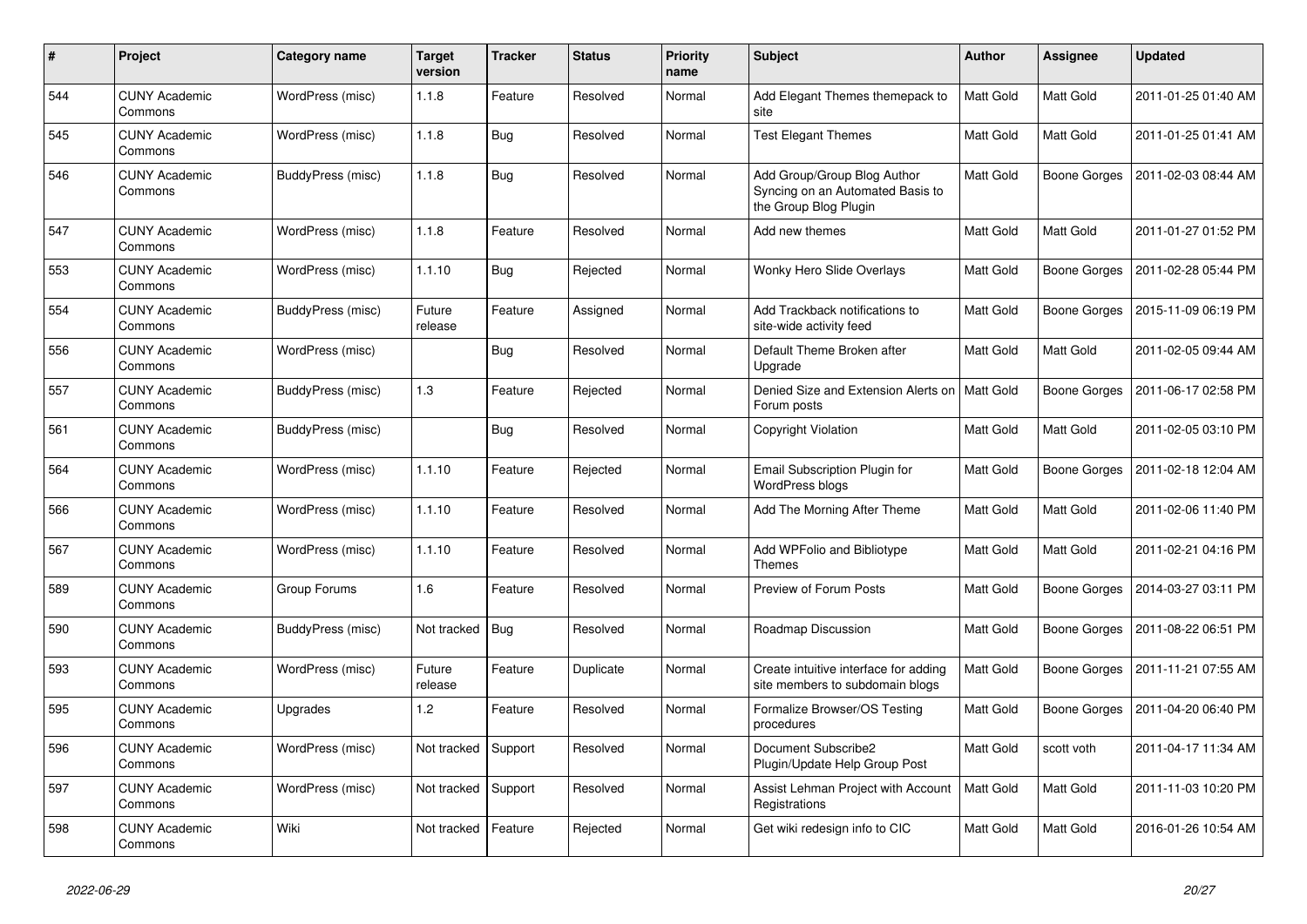| # | Project | Category name | Target version | Tracker | Status | Priority name | Subject | Author | Assignee | Updated |
|---|---|---|---|---|---|---|---|---|---|---|
| 544 | CUNY Academic Commons | WordPress (misc) | 1.1.8 | Feature | Resolved | Normal | Add Elegant Themes themepack to site | Matt Gold | Matt Gold | 2011-01-25 01:40 AM |
| 545 | CUNY Academic Commons | WordPress (misc) | 1.1.8 | Bug | Resolved | Normal | Test Elegant Themes | Matt Gold | Matt Gold | 2011-01-25 01:41 AM |
| 546 | CUNY Academic Commons | BuddyPress (misc) | 1.1.8 | Bug | Resolved | Normal | Add Group/Group Blog Author Syncing on an Automated Basis to the Group Blog Plugin | Matt Gold | Boone Gorges | 2011-02-03 08:44 AM |
| 547 | CUNY Academic Commons | WordPress (misc) | 1.1.8 | Feature | Resolved | Normal | Add new themes | Matt Gold | Matt Gold | 2011-01-27 01:52 PM |
| 553 | CUNY Academic Commons | WordPress (misc) | 1.1.10 | Bug | Rejected | Normal | Wonky Hero Slide Overlays | Matt Gold | Boone Gorges | 2011-02-28 05:44 PM |
| 554 | CUNY Academic Commons | BuddyPress (misc) | Future release | Feature | Assigned | Normal | Add Trackback notifications to site-wide activity feed | Matt Gold | Boone Gorges | 2015-11-09 06:19 PM |
| 556 | CUNY Academic Commons | WordPress (misc) | | Bug | Resolved | Normal | Default Theme Broken after Upgrade | Matt Gold | Matt Gold | 2011-02-05 09:44 AM |
| 557 | CUNY Academic Commons | BuddyPress (misc) | 1.3 | Feature | Rejected | Normal | Denied Size and Extension Alerts on Forum posts | Matt Gold | Boone Gorges | 2011-06-17 02:58 PM |
| 561 | CUNY Academic Commons | BuddyPress (misc) | | Bug | Resolved | Normal | Copyright Violation | Matt Gold | Matt Gold | 2011-02-05 03:10 PM |
| 564 | CUNY Academic Commons | WordPress (misc) | 1.1.10 | Feature | Rejected | Normal | Email Subscription Plugin for WordPress blogs | Matt Gold | Boone Gorges | 2011-02-18 12:04 AM |
| 566 | CUNY Academic Commons | WordPress (misc) | 1.1.10 | Feature | Resolved | Normal | Add The Morning After Theme | Matt Gold | Matt Gold | 2011-02-06 11:40 PM |
| 567 | CUNY Academic Commons | WordPress (misc) | 1.1.10 | Feature | Resolved | Normal | Add WPFolio and Bibliotype Themes | Matt Gold | Matt Gold | 2011-02-21 04:16 PM |
| 589 | CUNY Academic Commons | Group Forums | 1.6 | Feature | Resolved | Normal | Preview of Forum Posts | Matt Gold | Boone Gorges | 2014-03-27 03:11 PM |
| 590 | CUNY Academic Commons | BuddyPress (misc) | Not tracked | Bug | Resolved | Normal | Roadmap Discussion | Matt Gold | Boone Gorges | 2011-08-22 06:51 PM |
| 593 | CUNY Academic Commons | WordPress (misc) | Future release | Feature | Duplicate | Normal | Create intuitive interface for adding site members to subdomain blogs | Matt Gold | Boone Gorges | 2011-11-21 07:55 AM |
| 595 | CUNY Academic Commons | Upgrades | 1.2 | Feature | Resolved | Normal | Formalize Browser/OS Testing procedures | Matt Gold | Boone Gorges | 2011-04-20 06:40 PM |
| 596 | CUNY Academic Commons | WordPress (misc) | Not tracked | Support | Resolved | Normal | Document Subscribe2 Plugin/Update Help Group Post | Matt Gold | scott voth | 2011-04-17 11:34 AM |
| 597 | CUNY Academic Commons | WordPress (misc) | Not tracked | Support | Resolved | Normal | Assist Lehman Project with Account Registrations | Matt Gold | Matt Gold | 2011-11-03 10:20 PM |
| 598 | CUNY Academic Commons | Wiki | Not tracked | Feature | Rejected | Normal | Get wiki redesign info to CIC | Matt Gold | Matt Gold | 2016-01-26 10:54 AM |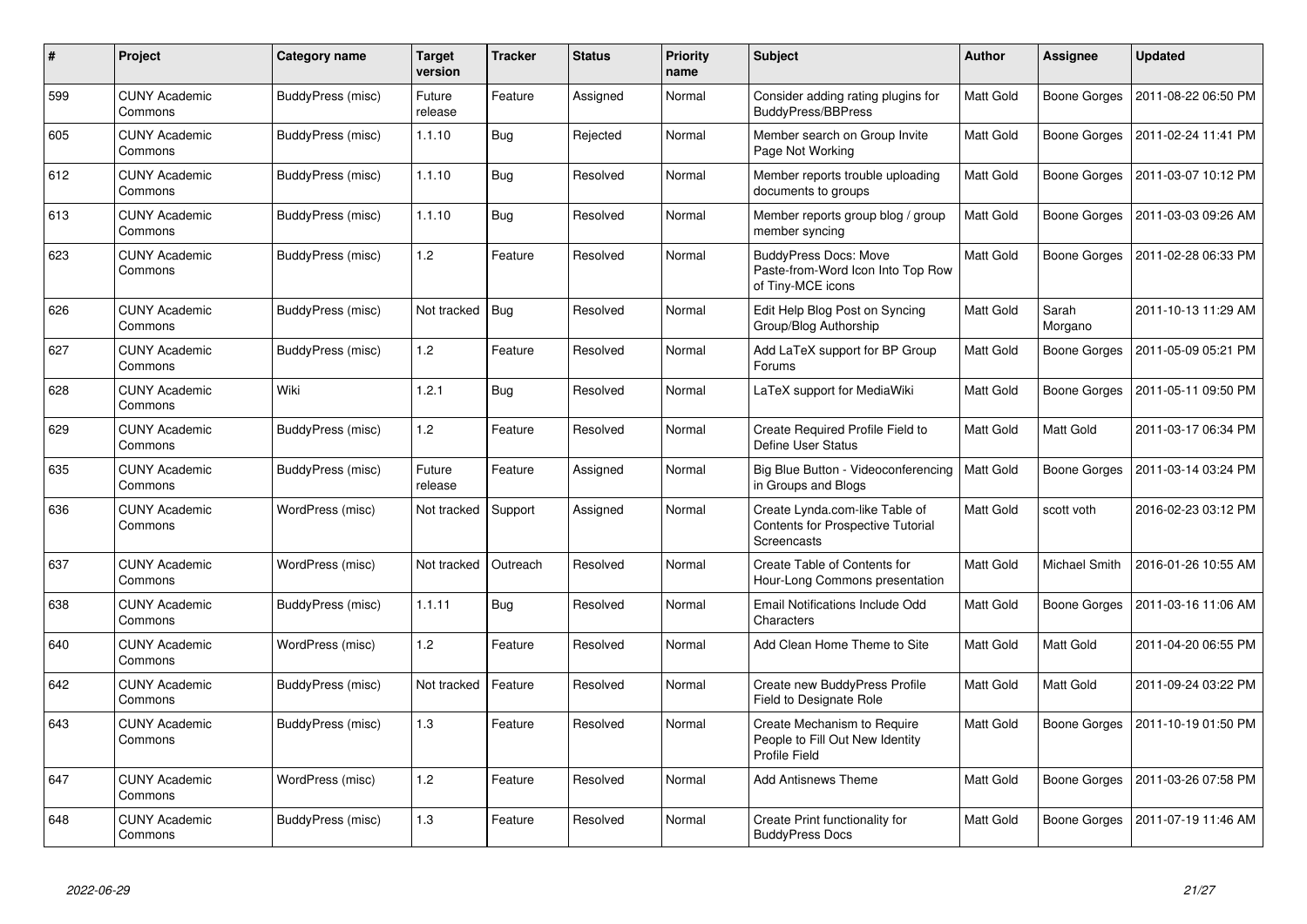| # | Project | Category name | Target version | Tracker | Status | Priority name | Subject | Author | Assignee | Updated |
|---|---|---|---|---|---|---|---|---|---|---|
| 599 | CUNY Academic Commons | BuddyPress (misc) | Future release | Feature | Assigned | Normal | Consider adding rating plugins for BuddyPress/BBPress | Matt Gold | Boone Gorges | 2011-08-22 06:50 PM |
| 605 | CUNY Academic Commons | BuddyPress (misc) | 1.1.10 | Bug | Rejected | Normal | Member search on Group Invite Page Not Working | Matt Gold | Boone Gorges | 2011-02-24 11:41 PM |
| 612 | CUNY Academic Commons | BuddyPress (misc) | 1.1.10 | Bug | Resolved | Normal | Member reports trouble uploading documents to groups | Matt Gold | Boone Gorges | 2011-03-07 10:12 PM |
| 613 | CUNY Academic Commons | BuddyPress (misc) | 1.1.10 | Bug | Resolved | Normal | Member reports group blog / group member syncing | Matt Gold | Boone Gorges | 2011-03-03 09:26 AM |
| 623 | CUNY Academic Commons | BuddyPress (misc) | 1.2 | Feature | Resolved | Normal | BuddyPress Docs: Move Paste-from-Word Icon Into Top Row of Tiny-MCE icons | Matt Gold | Boone Gorges | 2011-02-28 06:33 PM |
| 626 | CUNY Academic Commons | BuddyPress (misc) | Not tracked | Bug | Resolved | Normal | Edit Help Blog Post on Syncing Group/Blog Authorship | Matt Gold | Sarah Morgano | 2011-10-13 11:29 AM |
| 627 | CUNY Academic Commons | BuddyPress (misc) | 1.2 | Feature | Resolved | Normal | Add LaTeX support for BP Group Forums | Matt Gold | Boone Gorges | 2011-05-09 05:21 PM |
| 628 | CUNY Academic Commons | Wiki | 1.2.1 | Bug | Resolved | Normal | LaTeX support for MediaWiki | Matt Gold | Boone Gorges | 2011-05-11 09:50 PM |
| 629 | CUNY Academic Commons | BuddyPress (misc) | 1.2 | Feature | Resolved | Normal | Create Required Profile Field to Define User Status | Matt Gold | Matt Gold | 2011-03-17 06:34 PM |
| 635 | CUNY Academic Commons | BuddyPress (misc) | Future release | Feature | Assigned | Normal | Big Blue Button - Videoconferencing in Groups and Blogs | Matt Gold | Boone Gorges | 2011-03-14 03:24 PM |
| 636 | CUNY Academic Commons | WordPress (misc) | Not tracked | Support | Assigned | Normal | Create Lynda.com-like Table of Contents for Prospective Tutorial Screencasts | Matt Gold | scott voth | 2016-02-23 03:12 PM |
| 637 | CUNY Academic Commons | WordPress (misc) | Not tracked | Outreach | Resolved | Normal | Create Table of Contents for Hour-Long Commons presentation | Matt Gold | Michael Smith | 2016-01-26 10:55 AM |
| 638 | CUNY Academic Commons | BuddyPress (misc) | 1.1.11 | Bug | Resolved | Normal | Email Notifications Include Odd Characters | Matt Gold | Boone Gorges | 2011-03-16 11:06 AM |
| 640 | CUNY Academic Commons | WordPress (misc) | 1.2 | Feature | Resolved | Normal | Add Clean Home Theme to Site | Matt Gold | Matt Gold | 2011-04-20 06:55 PM |
| 642 | CUNY Academic Commons | BuddyPress (misc) | Not tracked | Feature | Resolved | Normal | Create new BuddyPress Profile Field to Designate Role | Matt Gold | Matt Gold | 2011-09-24 03:22 PM |
| 643 | CUNY Academic Commons | BuddyPress (misc) | 1.3 | Feature | Resolved | Normal | Create Mechanism to Require People to Fill Out New Identity Profile Field | Matt Gold | Boone Gorges | 2011-10-19 01:50 PM |
| 647 | CUNY Academic Commons | WordPress (misc) | 1.2 | Feature | Resolved | Normal | Add Antisnews Theme | Matt Gold | Boone Gorges | 2011-03-26 07:58 PM |
| 648 | CUNY Academic Commons | BuddyPress (misc) | 1.3 | Feature | Resolved | Normal | Create Print functionality for BuddyPress Docs | Matt Gold | Boone Gorges | 2011-07-19 11:46 AM |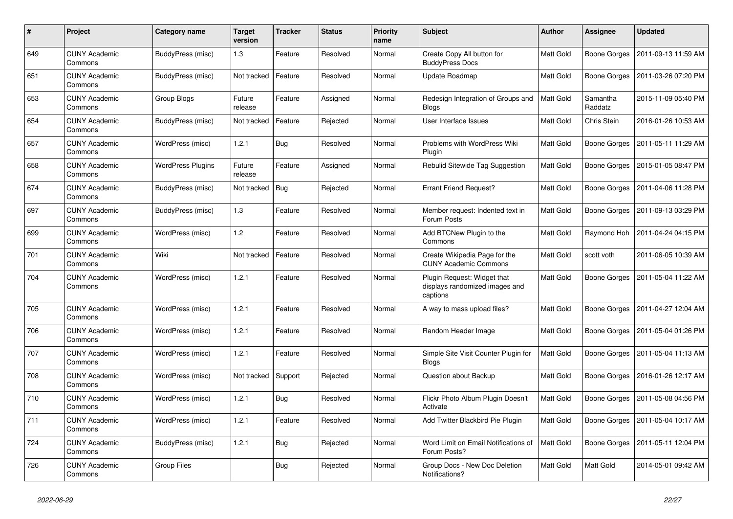| # | Project | Category name | Target version | Tracker | Status | Priority name | Subject | Author | Assignee | Updated |
|---|---|---|---|---|---|---|---|---|---|---|
| 649 | CUNY Academic Commons | BuddyPress (misc) | 1.3 | Feature | Resolved | Normal | Create Copy All button for BuddyPress Docs | Matt Gold | Boone Gorges | 2011-09-13 11:59 AM |
| 651 | CUNY Academic Commons | BuddyPress (misc) | Not tracked | Feature | Resolved | Normal | Update Roadmap | Matt Gold | Boone Gorges | 2011-03-26 07:20 PM |
| 653 | CUNY Academic Commons | Group Blogs | Future release | Feature | Assigned | Normal | Redesign Integration of Groups and Blogs | Matt Gold | Samantha Raddatz | 2015-11-09 05:40 PM |
| 654 | CUNY Academic Commons | BuddyPress (misc) | Not tracked | Feature | Rejected | Normal | User Interface Issues | Matt Gold | Chris Stein | 2016-01-26 10:53 AM |
| 657 | CUNY Academic Commons | WordPress (misc) | 1.2.1 | Bug | Resolved | Normal | Problems with WordPress Wiki Plugin | Matt Gold | Boone Gorges | 2011-05-11 11:29 AM |
| 658 | CUNY Academic Commons | WordPress Plugins | Future release | Feature | Assigned | Normal | Rebulid Sitewide Tag Suggestion | Matt Gold | Boone Gorges | 2015-01-05 08:47 PM |
| 674 | CUNY Academic Commons | BuddyPress (misc) | Not tracked | Bug | Rejected | Normal | Errant Friend Request? | Matt Gold | Boone Gorges | 2011-04-06 11:28 PM |
| 697 | CUNY Academic Commons | BuddyPress (misc) | 1.3 | Feature | Resolved | Normal | Member request: Indented text in Forum Posts | Matt Gold | Boone Gorges | 2011-09-13 03:29 PM |
| 699 | CUNY Academic Commons | WordPress (misc) | 1.2 | Feature | Resolved | Normal | Add BTCNew Plugin to the Commons | Matt Gold | Raymond Hoh | 2011-04-24 04:15 PM |
| 701 | CUNY Academic Commons | Wiki | Not tracked | Feature | Resolved | Normal | Create Wikipedia Page for the CUNY Academic Commons | Matt Gold | scott voth | 2011-06-05 10:39 AM |
| 704 | CUNY Academic Commons | WordPress (misc) | 1.2.1 | Feature | Resolved | Normal | Plugin Request: Widget that displays randomized images and captions | Matt Gold | Boone Gorges | 2011-05-04 11:22 AM |
| 705 | CUNY Academic Commons | WordPress (misc) | 1.2.1 | Feature | Resolved | Normal | A way to mass upload files? | Matt Gold | Boone Gorges | 2011-04-27 12:04 AM |
| 706 | CUNY Academic Commons | WordPress (misc) | 1.2.1 | Feature | Resolved | Normal | Random Header Image | Matt Gold | Boone Gorges | 2011-05-04 01:26 PM |
| 707 | CUNY Academic Commons | WordPress (misc) | 1.2.1 | Feature | Resolved | Normal | Simple Site Visit Counter Plugin for Blogs | Matt Gold | Boone Gorges | 2011-05-04 11:13 AM |
| 708 | CUNY Academic Commons | WordPress (misc) | Not tracked | Support | Rejected | Normal | Question about Backup | Matt Gold | Boone Gorges | 2016-01-26 12:17 AM |
| 710 | CUNY Academic Commons | WordPress (misc) | 1.2.1 | Bug | Resolved | Normal | Flickr Photo Album Plugin Doesn't Activate | Matt Gold | Boone Gorges | 2011-05-08 04:56 PM |
| 711 | CUNY Academic Commons | WordPress (misc) | 1.2.1 | Feature | Resolved | Normal | Add Twitter Blackbird Pie Plugin | Matt Gold | Boone Gorges | 2011-05-04 10:17 AM |
| 724 | CUNY Academic Commons | BuddyPress (misc) | 1.2.1 | Bug | Rejected | Normal | Word Limit on Email Notifications of Forum Posts? | Matt Gold | Boone Gorges | 2011-05-11 12:04 PM |
| 726 | CUNY Academic Commons | Group Files | | Bug | Rejected | Normal | Group Docs - New Doc Deletion Notifications? | Matt Gold | Matt Gold | 2014-05-01 09:42 AM |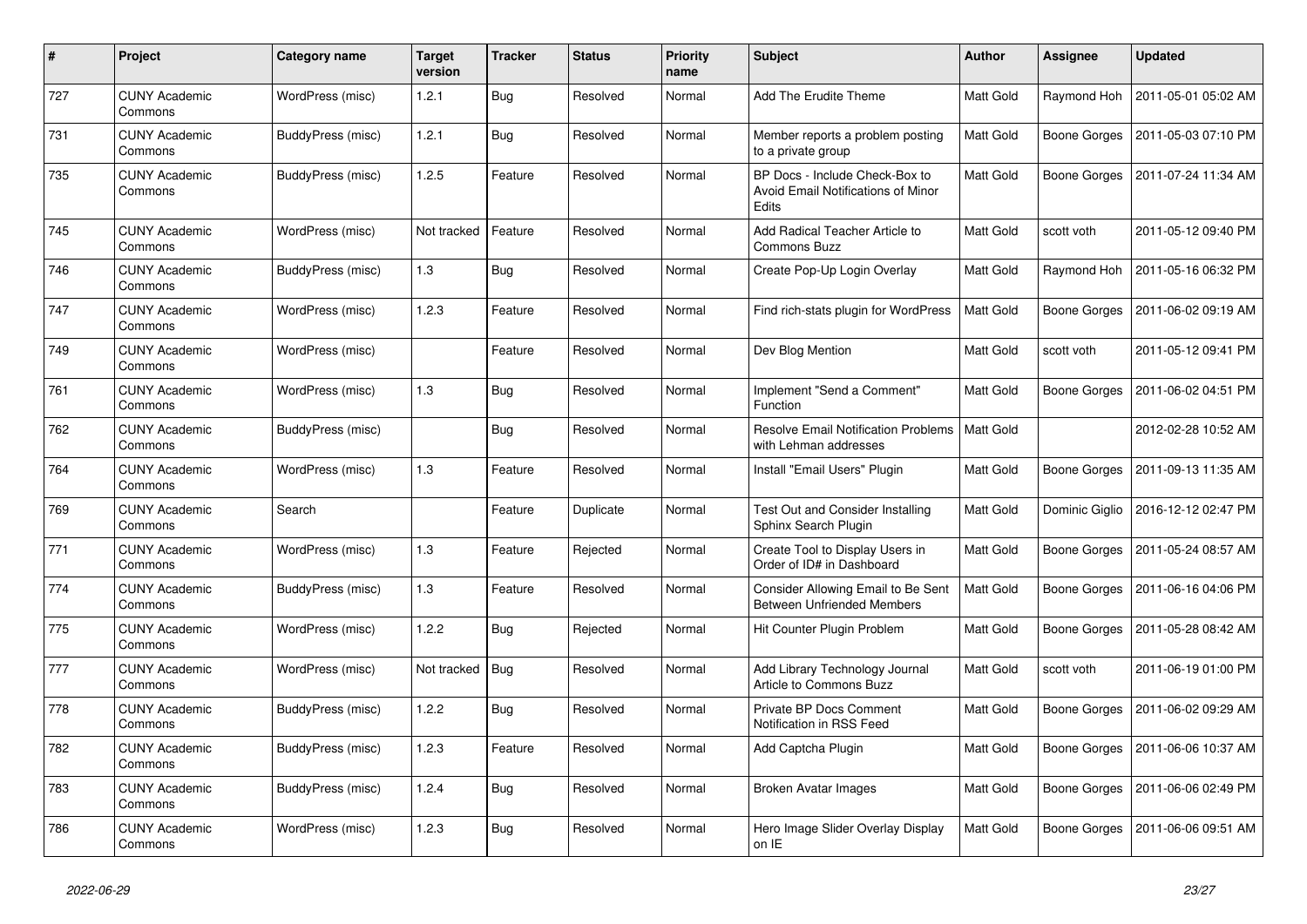| # | Project | Category name | Target version | Tracker | Status | Priority name | Subject | Author | Assignee | Updated |
|---|---|---|---|---|---|---|---|---|---|---|
| 727 | CUNY Academic Commons | WordPress (misc) | 1.2.1 | Bug | Resolved | Normal | Add The Erudite Theme | Matt Gold | Raymond Hoh | 2011-05-01 05:02 AM |
| 731 | CUNY Academic Commons | BuddyPress (misc) | 1.2.1 | Bug | Resolved | Normal | Member reports a problem posting to a private group | Matt Gold | Boone Gorges | 2011-05-03 07:10 PM |
| 735 | CUNY Academic Commons | BuddyPress (misc) | 1.2.5 | Feature | Resolved | Normal | BP Docs - Include Check-Box to Avoid Email Notifications of Minor Edits | Matt Gold | Boone Gorges | 2011-07-24 11:34 AM |
| 745 | CUNY Academic Commons | WordPress (misc) | Not tracked | Feature | Resolved | Normal | Add Radical Teacher Article to Commons Buzz | Matt Gold | scott voth | 2011-05-12 09:40 PM |
| 746 | CUNY Academic Commons | BuddyPress (misc) | 1.3 | Bug | Resolved | Normal | Create Pop-Up Login Overlay | Matt Gold | Raymond Hoh | 2011-05-16 06:32 PM |
| 747 | CUNY Academic Commons | WordPress (misc) | 1.2.3 | Feature | Resolved | Normal | Find rich-stats plugin for WordPress | Matt Gold | Boone Gorges | 2011-06-02 09:19 AM |
| 749 | CUNY Academic Commons | WordPress (misc) | | Feature | Resolved | Normal | Dev Blog Mention | Matt Gold | scott voth | 2011-05-12 09:41 PM |
| 761 | CUNY Academic Commons | WordPress (misc) | 1.3 | Bug | Resolved | Normal | Implement "Send a Comment" Function | Matt Gold | Boone Gorges | 2011-06-02 04:51 PM |
| 762 | CUNY Academic Commons | BuddyPress (misc) | | Bug | Resolved | Normal | Resolve Email Notification Problems with Lehman addresses | Matt Gold | | 2012-02-28 10:52 AM |
| 764 | CUNY Academic Commons | WordPress (misc) | 1.3 | Feature | Resolved | Normal | Install "Email Users" Plugin | Matt Gold | Boone Gorges | 2011-09-13 11:35 AM |
| 769 | CUNY Academic Commons | Search | | Feature | Duplicate | Normal | Test Out and Consider Installing Sphinx Search Plugin | Matt Gold | Dominic Giglio | 2016-12-12 02:47 PM |
| 771 | CUNY Academic Commons | WordPress (misc) | 1.3 | Feature | Rejected | Normal | Create Tool to Display Users in Order of ID# in Dashboard | Matt Gold | Boone Gorges | 2011-05-24 08:57 AM |
| 774 | CUNY Academic Commons | BuddyPress (misc) | 1.3 | Feature | Resolved | Normal | Consider Allowing Email to Be Sent Between Unfriended Members | Matt Gold | Boone Gorges | 2011-06-16 04:06 PM |
| 775 | CUNY Academic Commons | WordPress (misc) | 1.2.2 | Bug | Rejected | Normal | Hit Counter Plugin Problem | Matt Gold | Boone Gorges | 2011-05-28 08:42 AM |
| 777 | CUNY Academic Commons | WordPress (misc) | Not tracked | Bug | Resolved | Normal | Add Library Technology Journal Article to Commons Buzz | Matt Gold | scott voth | 2011-06-19 01:00 PM |
| 778 | CUNY Academic Commons | BuddyPress (misc) | 1.2.2 | Bug | Resolved | Normal | Private BP Docs Comment Notification in RSS Feed | Matt Gold | Boone Gorges | 2011-06-02 09:29 AM |
| 782 | CUNY Academic Commons | BuddyPress (misc) | 1.2.3 | Feature | Resolved | Normal | Add Captcha Plugin | Matt Gold | Boone Gorges | 2011-06-06 10:37 AM |
| 783 | CUNY Academic Commons | BuddyPress (misc) | 1.2.4 | Bug | Resolved | Normal | Broken Avatar Images | Matt Gold | Boone Gorges | 2011-06-06 02:49 PM |
| 786 | CUNY Academic Commons | WordPress (misc) | 1.2.3 | Bug | Resolved | Normal | Hero Image Slider Overlay Display on IE | Matt Gold | Boone Gorges | 2011-06-06 09:51 AM |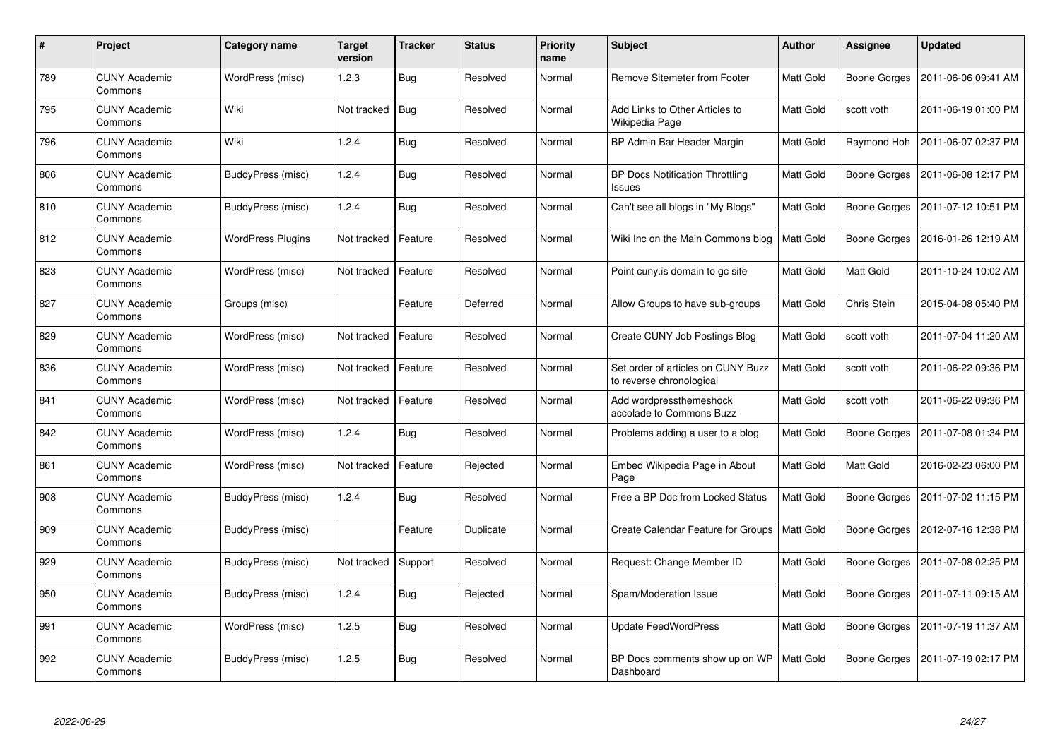| # | Project | Category name | Target version | Tracker | Status | Priority name | Subject | Author | Assignee | Updated |
|---|---|---|---|---|---|---|---|---|---|---|
| 789 | CUNY Academic Commons | WordPress (misc) | 1.2.3 | Bug | Resolved | Normal | Remove Sitemeter from Footer | Matt Gold | Boone Gorges | 2011-06-06 09:41 AM |
| 795 | CUNY Academic Commons | Wiki | Not tracked | Bug | Resolved | Normal | Add Links to Other Articles to Wikipedia Page | Matt Gold | scott voth | 2011-06-19 01:00 PM |
| 796 | CUNY Academic Commons | Wiki | 1.2.4 | Bug | Resolved | Normal | BP Admin Bar Header Margin | Matt Gold | Raymond Hoh | 2011-06-07 02:37 PM |
| 806 | CUNY Academic Commons | BuddyPress (misc) | 1.2.4 | Bug | Resolved | Normal | BP Docs Notification Throttling Issues | Matt Gold | Boone Gorges | 2011-06-08 12:17 PM |
| 810 | CUNY Academic Commons | BuddyPress (misc) | 1.2.4 | Bug | Resolved | Normal | Can't see all blogs in "My Blogs" | Matt Gold | Boone Gorges | 2011-07-12 10:51 PM |
| 812 | CUNY Academic Commons | WordPress Plugins | Not tracked | Feature | Resolved | Normal | Wiki Inc on the Main Commons blog | Matt Gold | Boone Gorges | 2016-01-26 12:19 AM |
| 823 | CUNY Academic Commons | WordPress (misc) | Not tracked | Feature | Resolved | Normal | Point cuny.is domain to gc site | Matt Gold | Matt Gold | 2011-10-24 10:02 AM |
| 827 | CUNY Academic Commons | Groups (misc) | | Feature | Deferred | Normal | Allow Groups to have sub-groups | Matt Gold | Chris Stein | 2015-04-08 05:40 PM |
| 829 | CUNY Academic Commons | WordPress (misc) | Not tracked | Feature | Resolved | Normal | Create CUNY Job Postings Blog | Matt Gold | scott voth | 2011-07-04 11:20 AM |
| 836 | CUNY Academic Commons | WordPress (misc) | Not tracked | Feature | Resolved | Normal | Set order of articles on CUNY Buzz to reverse chronological | Matt Gold | scott voth | 2011-06-22 09:36 PM |
| 841 | CUNY Academic Commons | WordPress (misc) | Not tracked | Feature | Resolved | Normal | Add wordpressthemeshock accolade to Commons Buzz | Matt Gold | scott voth | 2011-06-22 09:36 PM |
| 842 | CUNY Academic Commons | WordPress (misc) | 1.2.4 | Bug | Resolved | Normal | Problems adding a user to a blog | Matt Gold | Boone Gorges | 2011-07-08 01:34 PM |
| 861 | CUNY Academic Commons | WordPress (misc) | Not tracked | Feature | Rejected | Normal | Embed Wikipedia Page in About Page | Matt Gold | Matt Gold | 2016-02-23 06:00 PM |
| 908 | CUNY Academic Commons | BuddyPress (misc) | 1.2.4 | Bug | Resolved | Normal | Free a BP Doc from Locked Status | Matt Gold | Boone Gorges | 2011-07-02 11:15 PM |
| 909 | CUNY Academic Commons | BuddyPress (misc) | | Feature | Duplicate | Normal | Create Calendar Feature for Groups | Matt Gold | Boone Gorges | 2012-07-16 12:38 PM |
| 929 | CUNY Academic Commons | BuddyPress (misc) | Not tracked | Support | Resolved | Normal | Request: Change Member ID | Matt Gold | Boone Gorges | 2011-07-08 02:25 PM |
| 950 | CUNY Academic Commons | BuddyPress (misc) | 1.2.4 | Bug | Rejected | Normal | Spam/Moderation Issue | Matt Gold | Boone Gorges | 2011-07-11 09:15 AM |
| 991 | CUNY Academic Commons | WordPress (misc) | 1.2.5 | Bug | Resolved | Normal | Update FeedWordPress | Matt Gold | Boone Gorges | 2011-07-19 11:37 AM |
| 992 | CUNY Academic Commons | BuddyPress (misc) | 1.2.5 | Bug | Resolved | Normal | BP Docs comments show up on WP Dashboard | Matt Gold | Boone Gorges | 2011-07-19 02:17 PM |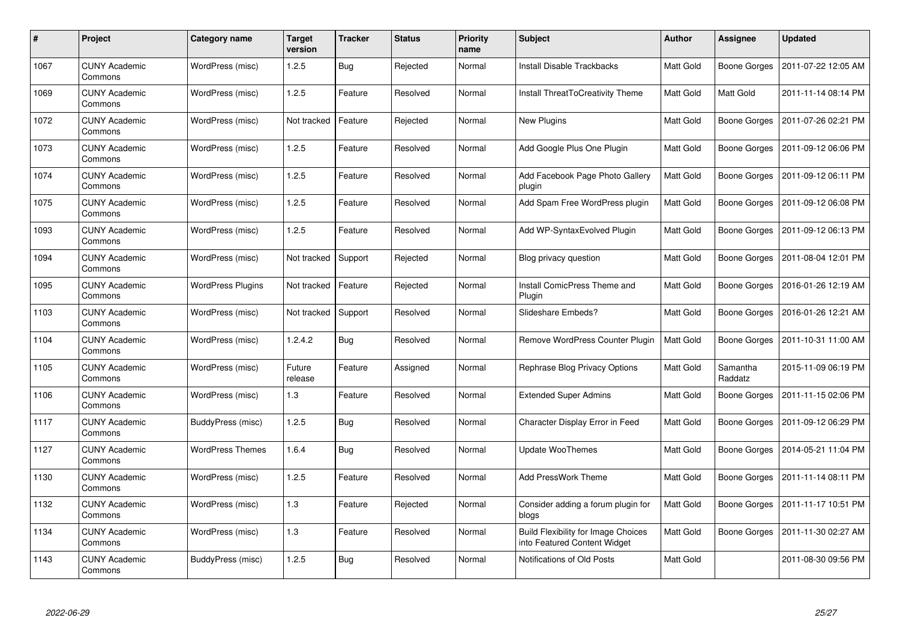| # | Project | Category name | Target version | Tracker | Status | Priority name | Subject | Author | Assignee | Updated |
|---|---|---|---|---|---|---|---|---|---|---|
| 1067 | CUNY Academic Commons | WordPress (misc) | 1.2.5 | Bug | Rejected | Normal | Install Disable Trackbacks | Matt Gold | Boone Gorges | 2011-07-22 12:05 AM |
| 1069 | CUNY Academic Commons | WordPress (misc) | 1.2.5 | Feature | Resolved | Normal | Install ThreatToCreativity Theme | Matt Gold | Matt Gold | 2011-11-14 08:14 PM |
| 1072 | CUNY Academic Commons | WordPress (misc) | Not tracked | Feature | Rejected | Normal | New Plugins | Matt Gold | Boone Gorges | 2011-07-26 02:21 PM |
| 1073 | CUNY Academic Commons | WordPress (misc) | 1.2.5 | Feature | Resolved | Normal | Add Google Plus One Plugin | Matt Gold | Boone Gorges | 2011-09-12 06:06 PM |
| 1074 | CUNY Academic Commons | WordPress (misc) | 1.2.5 | Feature | Resolved | Normal | Add Facebook Page Photo Gallery plugin | Matt Gold | Boone Gorges | 2011-09-12 06:11 PM |
| 1075 | CUNY Academic Commons | WordPress (misc) | 1.2.5 | Feature | Resolved | Normal | Add Spam Free WordPress plugin | Matt Gold | Boone Gorges | 2011-09-12 06:08 PM |
| 1093 | CUNY Academic Commons | WordPress (misc) | 1.2.5 | Feature | Resolved | Normal | Add WP-SyntaxEvolved Plugin | Matt Gold | Boone Gorges | 2011-09-12 06:13 PM |
| 1094 | CUNY Academic Commons | WordPress (misc) | Not tracked | Support | Rejected | Normal | Blog privacy question | Matt Gold | Boone Gorges | 2011-08-04 12:01 PM |
| 1095 | CUNY Academic Commons | WordPress Plugins | Not tracked | Feature | Rejected | Normal | Install ComicPress Theme and Plugin | Matt Gold | Boone Gorges | 2016-01-26 12:19 AM |
| 1103 | CUNY Academic Commons | WordPress (misc) | Not tracked | Support | Resolved | Normal | Slideshare Embeds? | Matt Gold | Boone Gorges | 2016-01-26 12:21 AM |
| 1104 | CUNY Academic Commons | WordPress (misc) | 1.2.4.2 | Bug | Resolved | Normal | Remove WordPress Counter Plugin | Matt Gold | Boone Gorges | 2011-10-31 11:00 AM |
| 1105 | CUNY Academic Commons | WordPress (misc) | Future release | Feature | Assigned | Normal | Rephrase Blog Privacy Options | Matt Gold | Samantha Raddatz | 2015-11-09 06:19 PM |
| 1106 | CUNY Academic Commons | WordPress (misc) | 1.3 | Feature | Resolved | Normal | Extended Super Admins | Matt Gold | Boone Gorges | 2011-11-15 02:06 PM |
| 1117 | CUNY Academic Commons | BuddyPress (misc) | 1.2.5 | Bug | Resolved | Normal | Character Display Error in Feed | Matt Gold | Boone Gorges | 2011-09-12 06:29 PM |
| 1127 | CUNY Academic Commons | WordPress Themes | 1.6.4 | Bug | Resolved | Normal | Update WooThemes | Matt Gold | Boone Gorges | 2014-05-21 11:04 PM |
| 1130 | CUNY Academic Commons | WordPress (misc) | 1.2.5 | Feature | Resolved | Normal | Add PressWork Theme | Matt Gold | Boone Gorges | 2011-11-14 08:11 PM |
| 1132 | CUNY Academic Commons | WordPress (misc) | 1.3 | Feature | Rejected | Normal | Consider adding a forum plugin for blogs | Matt Gold | Boone Gorges | 2011-11-17 10:51 PM |
| 1134 | CUNY Academic Commons | WordPress (misc) | 1.3 | Feature | Resolved | Normal | Build Flexibility for Image Choices into Featured Content Widget | Matt Gold | Boone Gorges | 2011-11-30 02:27 AM |
| 1143 | CUNY Academic Commons | BuddyPress (misc) | 1.2.5 | Bug | Resolved | Normal | Notifications of Old Posts | Matt Gold | | 2011-08-30 09:56 PM |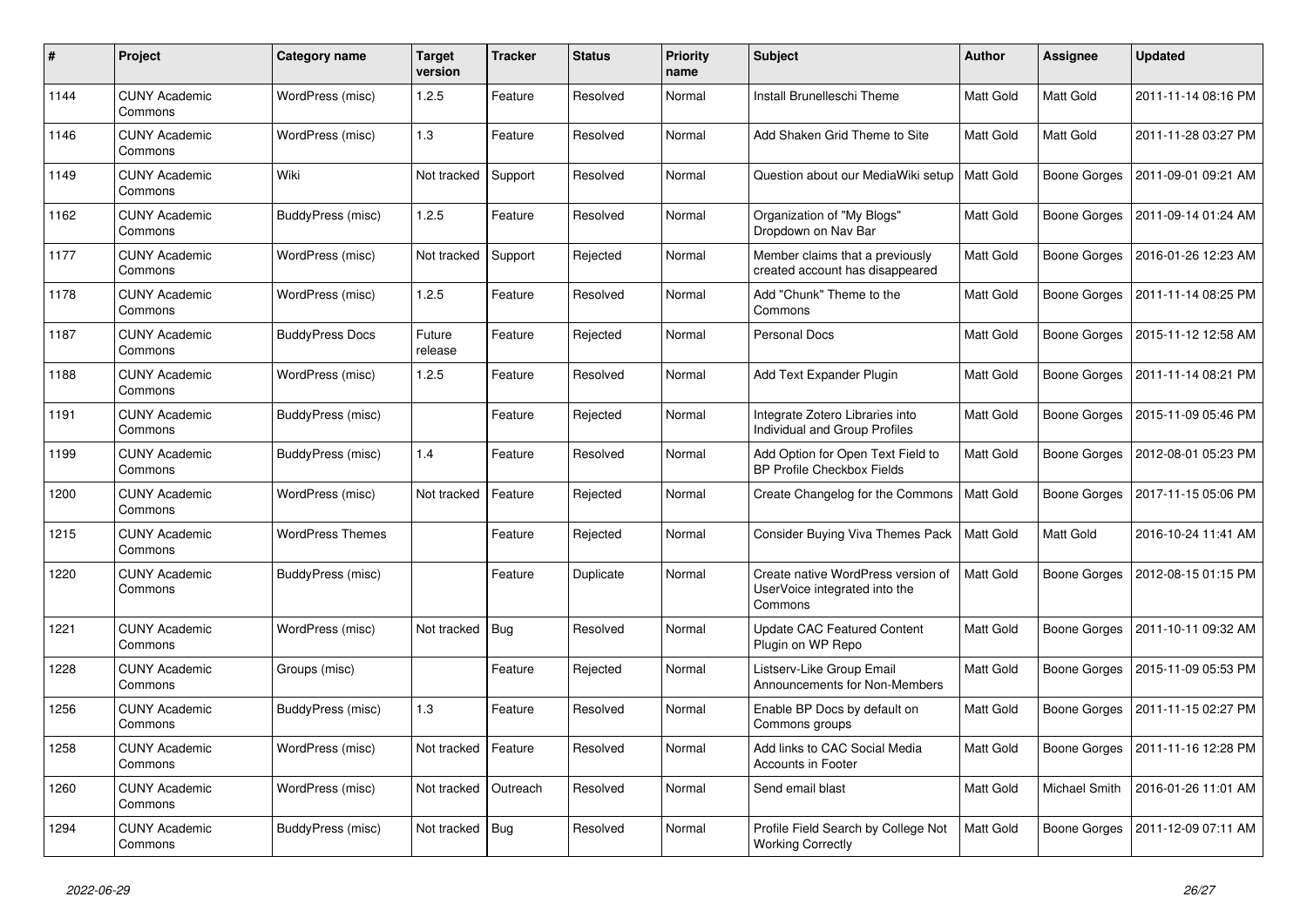| # | Project | Category name | Target version | Tracker | Status | Priority name | Subject | Author | Assignee | Updated |
|---|---|---|---|---|---|---|---|---|---|---|
| 1144 | CUNY Academic Commons | WordPress (misc) | 1.2.5 | Feature | Resolved | Normal | Install Brunelleschi Theme | Matt Gold | Matt Gold | 2011-11-14 08:16 PM |
| 1146 | CUNY Academic Commons | WordPress (misc) | 1.3 | Feature | Resolved | Normal | Add Shaken Grid Theme to Site | Matt Gold | Matt Gold | 2011-11-28 03:27 PM |
| 1149 | CUNY Academic Commons | Wiki | Not tracked | Support | Resolved | Normal | Question about our MediaWiki setup | Matt Gold | Boone Gorges | 2011-09-01 09:21 AM |
| 1162 | CUNY Academic Commons | BuddyPress (misc) | 1.2.5 | Feature | Resolved | Normal | Organization of "My Blogs" Dropdown on Nav Bar | Matt Gold | Boone Gorges | 2011-09-14 01:24 AM |
| 1177 | CUNY Academic Commons | WordPress (misc) | Not tracked | Support | Rejected | Normal | Member claims that a previously created account has disappeared | Matt Gold | Boone Gorges | 2016-01-26 12:23 AM |
| 1178 | CUNY Academic Commons | WordPress (misc) | 1.2.5 | Feature | Resolved | Normal | Add "Chunk" Theme to the Commons | Matt Gold | Boone Gorges | 2011-11-14 08:25 PM |
| 1187 | CUNY Academic Commons | BuddyPress Docs | Future release | Feature | Rejected | Normal | Personal Docs | Matt Gold | Boone Gorges | 2015-11-12 12:58 AM |
| 1188 | CUNY Academic Commons | WordPress (misc) | 1.2.5 | Feature | Resolved | Normal | Add Text Expander Plugin | Matt Gold | Boone Gorges | 2011-11-14 08:21 PM |
| 1191 | CUNY Academic Commons | BuddyPress (misc) | | Feature | Rejected | Normal | Integrate Zotero Libraries into Individual and Group Profiles | Matt Gold | Boone Gorges | 2015-11-09 05:46 PM |
| 1199 | CUNY Academic Commons | BuddyPress (misc) | 1.4 | Feature | Resolved | Normal | Add Option for Open Text Field to BP Profile Checkbox Fields | Matt Gold | Boone Gorges | 2012-08-01 05:23 PM |
| 1200 | CUNY Academic Commons | WordPress (misc) | Not tracked | Feature | Rejected | Normal | Create Changelog for the Commons | Matt Gold | Boone Gorges | 2017-11-15 05:06 PM |
| 1215 | CUNY Academic Commons | WordPress Themes | | Feature | Rejected | Normal | Consider Buying Viva Themes Pack | Matt Gold | Matt Gold | 2016-10-24 11:41 AM |
| 1220 | CUNY Academic Commons | BuddyPress (misc) | | Feature | Duplicate | Normal | Create native WordPress version of UserVoice integrated into the Commons | Matt Gold | Boone Gorges | 2012-08-15 01:15 PM |
| 1221 | CUNY Academic Commons | WordPress (misc) | Not tracked | Bug | Resolved | Normal | Update CAC Featured Content Plugin on WP Repo | Matt Gold | Boone Gorges | 2011-10-11 09:32 AM |
| 1228 | CUNY Academic Commons | Groups (misc) | | Feature | Rejected | Normal | Listserv-Like Group Email Announcements for Non-Members | Matt Gold | Boone Gorges | 2015-11-09 05:53 PM |
| 1256 | CUNY Academic Commons | BuddyPress (misc) | 1.3 | Feature | Resolved | Normal | Enable BP Docs by default on Commons groups | Matt Gold | Boone Gorges | 2011-11-15 02:27 PM |
| 1258 | CUNY Academic Commons | WordPress (misc) | Not tracked | Feature | Resolved | Normal | Add links to CAC Social Media Accounts in Footer | Matt Gold | Boone Gorges | 2011-11-16 12:28 PM |
| 1260 | CUNY Academic Commons | WordPress (misc) | Not tracked | Outreach | Resolved | Normal | Send email blast | Matt Gold | Michael Smith | 2016-01-26 11:01 AM |
| 1294 | CUNY Academic Commons | BuddyPress (misc) | Not tracked | Bug | Resolved | Normal | Profile Field Search by College Not Working Correctly | Matt Gold | Boone Gorges | 2011-12-09 07:11 AM |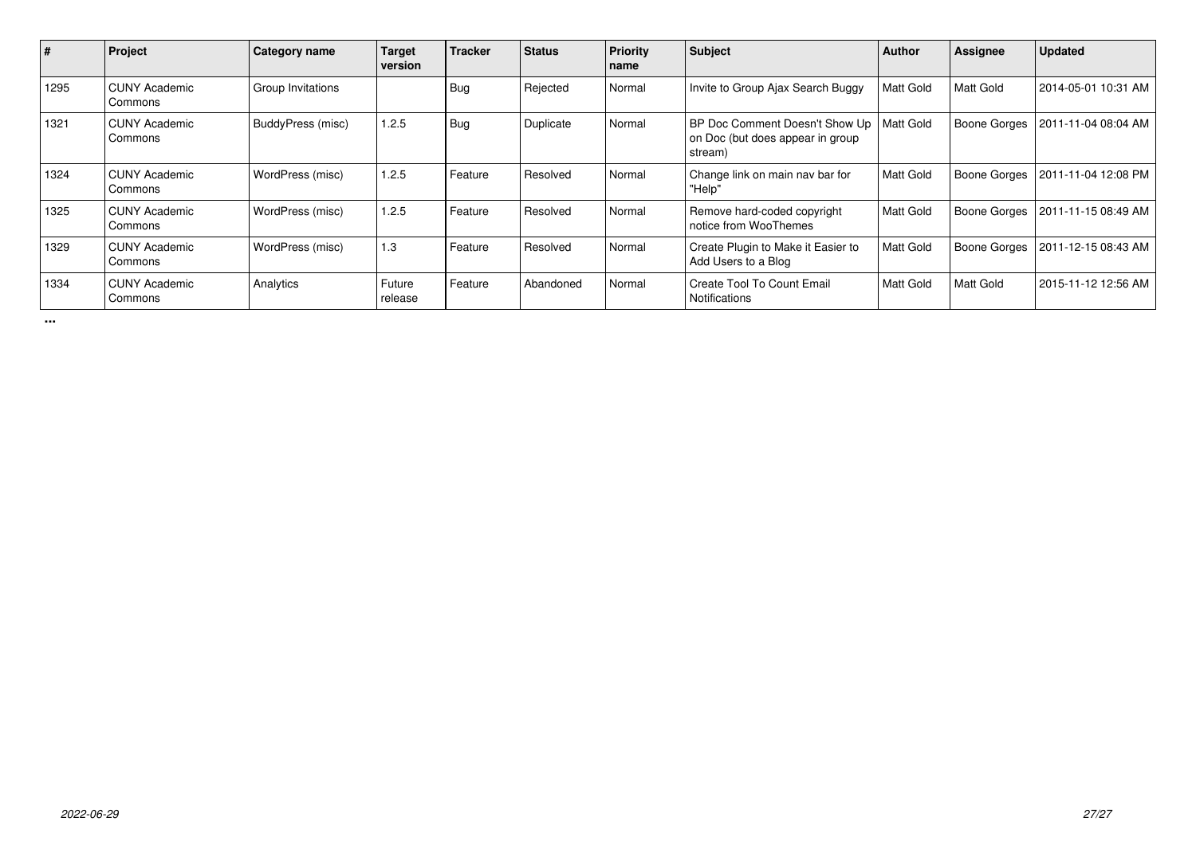| # | Project | Category name | Target version | Tracker | Status | Priority name | Subject | Author | Assignee | Updated |
|---|---|---|---|---|---|---|---|---|---|---|
| 1295 | CUNY Academic Commons | Group Invitations | | Bug | Rejected | Normal | Invite to Group Ajax Search Buggy | Matt Gold | Matt Gold | 2014-05-01 10:31 AM |
| 1321 | CUNY Academic Commons | BuddyPress (misc) | 1.2.5 | Bug | Duplicate | Normal | BP Doc Comment Doesn't Show Up on Doc (but does appear in group stream) | Matt Gold | Boone Gorges | 2011-11-04 08:04 AM |
| 1324 | CUNY Academic Commons | WordPress (misc) | 1.2.5 | Feature | Resolved | Normal | Change link on main nav bar for "Help" | Matt Gold | Boone Gorges | 2011-11-04 12:08 PM |
| 1325 | CUNY Academic Commons | WordPress (misc) | 1.2.5 | Feature | Resolved | Normal | Remove hard-coded copyright notice from WooThemes | Matt Gold | Boone Gorges | 2011-11-15 08:49 AM |
| 1329 | CUNY Academic Commons | WordPress (misc) | 1.3 | Feature | Resolved | Normal | Create Plugin to Make it Easier to Add Users to a Blog | Matt Gold | Boone Gorges | 2011-12-15 08:43 AM |
| 1334 | CUNY Academic Commons | Analytics | Future release | Feature | Abandoned | Normal | Create Tool To Count Email Notifications | Matt Gold | Matt Gold | 2015-11-12 12:56 AM |

...